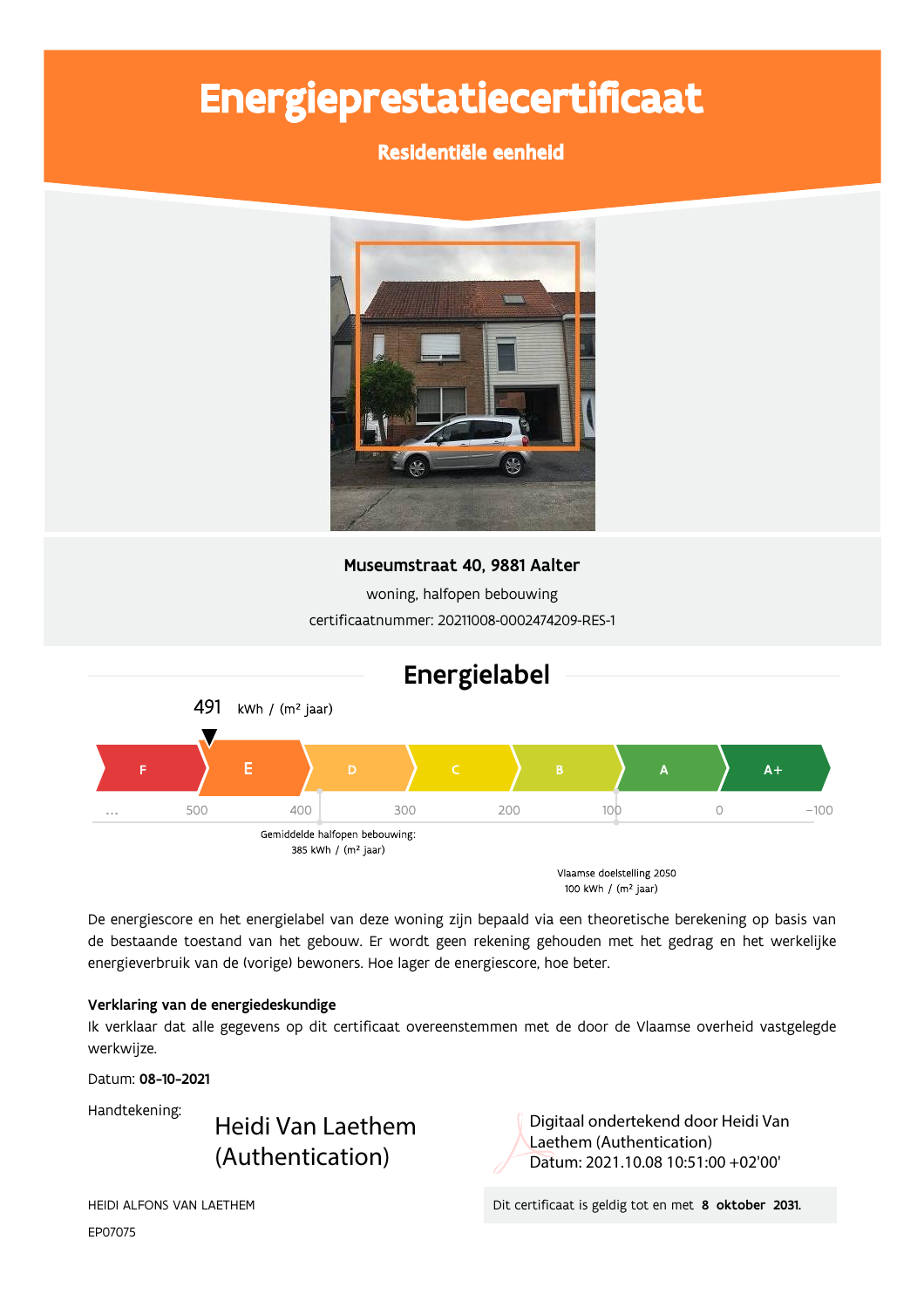# Energieprestatiecertificaat

## Residentiële eenheid

**Museumstraat 40, 9881 Aalter**

woning, halfopen bebouwing

certificaatnummer: 20211008-0002474209-RES-1

## Energielabel

491 kWh / (m² jaar)

| F | E | D | C | B | A | A+ |
|---|---|---|---|---|---|---|

… 500 400 300 200 100 0 -100

Gemiddelde halfopen bebouwing: 385 kWh / (m² jaar)

Vlaamse doelstelling 2050 100 kWh / (m² jaar)

De energiescore en het energielabel van deze woning zijn bepaald via een theoretische berekening op basis van de bestaande toestand van het gebouw. Er wordt geen rekening gehouden met het gedrag en het werkelijke energieverbruik van de (vorige) bewoners. Hoe lager de energiescore, hoe beter.

**Verklaring van de energiedeskundige**

Ik verklaar dat alle gegevens op dit certificaat overeenstemmen met de door de Vlaamse overheid vastgelegde werkwijze.

Datum: **08-10-2021**

Handtekening: Heidi Van Laethem (Authentication)

Digitaal ondertekend door Heidi Van Laethem (Authentication)
Datum: 2021.10.08 10:51:00 +02'00'

HEIDI ALFONS VAN LAETHEM

EP07075

Dit certificaat is geldig tot en met **8 oktober 2031.**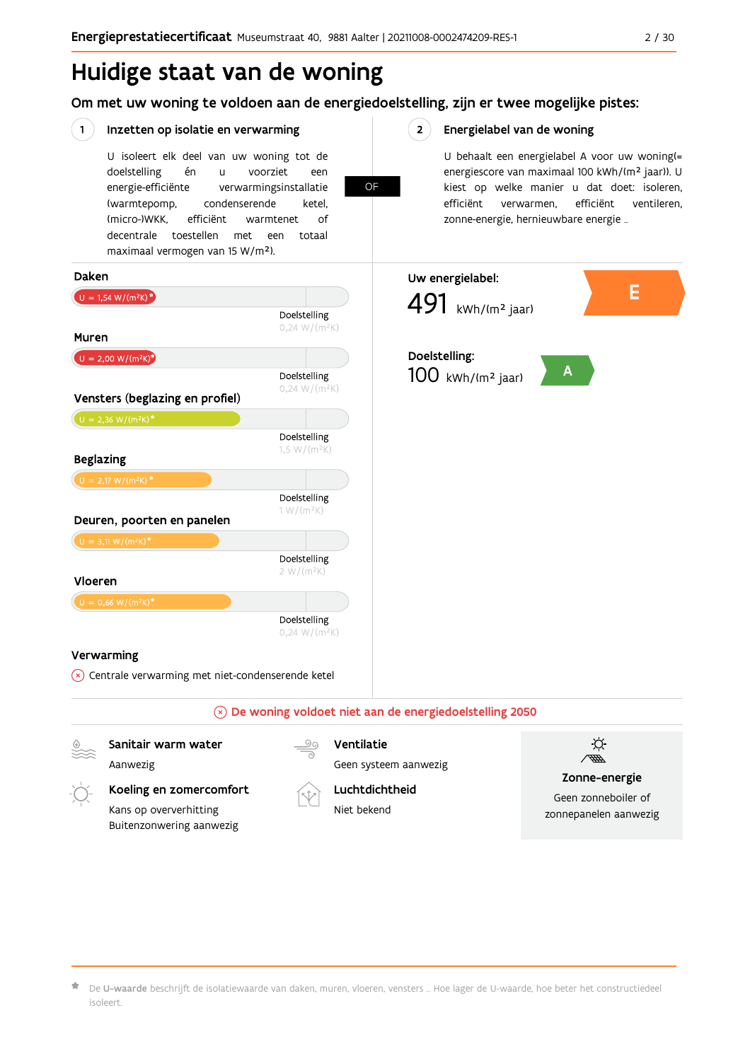# Huidige staat van de woning

## Om met uw woning te voldoen aan de energiedoelstelling, zijn er twee mogelijke pistes:

### 1 Inzetten op isolatie en verwarming

U isoleert elk deel van uw woning tot de doelstelling én u voorziet een energie-efficiënte verwarmingsinstallatie (warmtepomp, condenserende ketel, (micro-)WKK, efficiënt warmtenet of decentrale toestellen met een totaal maximaal vermogen van 15 W/m²).

**OF**

### 2 Energielabel van de woning

U behaalt een energielabel A voor uw woning(= energiescore van maximaal 100 kWh/(m² jaar)). U kiest op welke manier u dat doet: isoleren, efficiënt verwarmen, efficiënt ventileren, zonne-energie, hernieuwbare energie …

**Daken**
U = 1,54 W/(m²K)*
Doelstelling 0,24 W/(m²K)

**Muren**
U = 2,00 W/(m²K)*
Doelstelling 0,24 W/(m²K)

**Vensters (beglazing en profiel)**
U = 2,36 W/(m²K)*
Doelstelling 1,5 W/(m²K)

**Beglazing**
U = 2,17 W/(m²K)*
Doelstelling 1 W/(m²K)

**Deuren, poorten en panelen**
U = 3,11 W/(m²K)*
Doelstelling 2 W/(m²K)

**Vloeren**
U = 0,66 W/(m²K)*
Doelstelling 0,24 W/(m²K)

**Verwarming**
⊗ Centrale verwarming met niet-condenserende ketel

**Uw energielabel:**
491 kWh/(m² jaar) — **E**

**Doelstelling:**
100 kWh/(m² jaar) — **A**

⊗ **De woning voldoet niet aan de energiedoelstelling 2050**

**Sanitair warm water**
Aanwezig

**Ventilatie**
Geen systeem aanwezig

**Koeling en zomercomfort**
Kans op oververhitting
Buitenzonwering aanwezig

**Luchtdichtheid**
Niet bekend

**Zonne-energie**
Geen zonneboiler of zonnepanelen aanwezig

* De **U-waarde** beschrijft de isolatiewaarde van daken, muren, vloeren, vensters … Hoe lager de U-waarde, hoe beter het constructiedeel isoleert.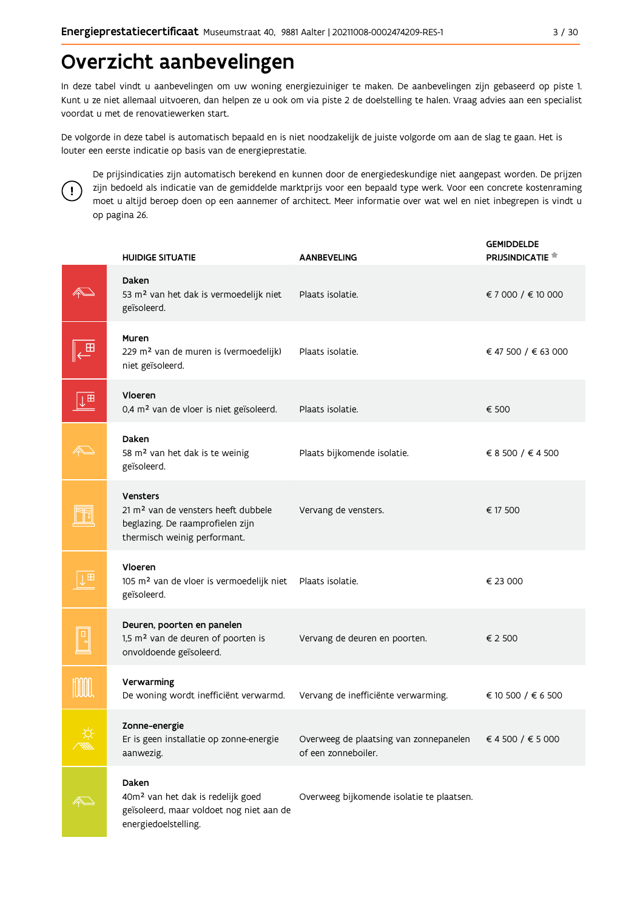# Overzicht aanbevelingen

In deze tabel vindt u aanbevelingen om uw woning energiezuiniger te maken. De aanbevelingen zijn gebaseerd op piste 1. Kunt u ze niet allemaal uitvoeren, dan helpen ze u ook om via piste 2 de doelstelling te halen. Vraag advies aan een specialist voordat u met de renovatiewerken start.

De volgorde in deze tabel is automatisch bepaald en is niet noodzakelijk de juiste volgorde om aan de slag te gaan. Het is louter een eerste indicatie op basis van de energieprestatie.

De prijsindicaties zijn automatisch berekend en kunnen door de energiedeskundige niet aangepast worden. De prijzen zijn bedoeld als indicatie van de gemiddelde marktprijs voor een bepaald type werk. Voor een concrete kostenraming moet u altijd beroep doen op een aannemer of architect. Meer informatie over wat wel en niet inbegrepen is vindt u op pagina 26.

| HUIDIGE SITUATIE | AANBEVELING | GEMIDDELDE PRIJSINDICATIE * |
|---|---|---|
| **Daken** 53 m² van het dak is vermoedelijk niet geïsoleerd. | Plaats isolatie. | € 7 000 / € 10 000 |
| **Muren** 229 m² van de muren is (vermoedelijk) niet geïsoleerd. | Plaats isolatie. | € 47 500 / € 63 000 |
| **Vloeren** 0,4 m² van de vloer is niet geïsoleerd. | Plaats isolatie. | € 500 |
| **Daken** 58 m² van het dak is te weinig geïsoleerd. | Plaats bijkomende isolatie. | € 8 500 / € 4 500 |
| **Vensters** 21 m² van de vensters heeft dubbele beglazing. De raamprofielen zijn thermisch weinig performant. | Vervang de vensters. | € 17 500 |
| **Vloeren** 105 m² van de vloer is vermoedelijk niet geïsoleerd. | Plaats isolatie. | € 23 000 |
| **Deuren, poorten en panelen** 1,5 m² van de deuren of poorten is onvoldoende geïsoleerd. | Vervang de deuren en poorten. | € 2 500 |
| **Verwarming** De woning wordt inefficiënt verwarmd. | Vervang de inefficiënte verwarming. | € 10 500 / € 6 500 |
| **Zonne-energie** Er is geen installatie op zonne-energie aanwezig. | Overweeg de plaatsing van zonnepanelen of een zonneboiler. | € 4 500 / € 5 000 |
| **Daken** 40m² van het dak is redelijk goed geïsoleerd, maar voldoet nog niet aan de energiedoelstelling. | Overweeg bijkomende isolatie te plaatsen. | |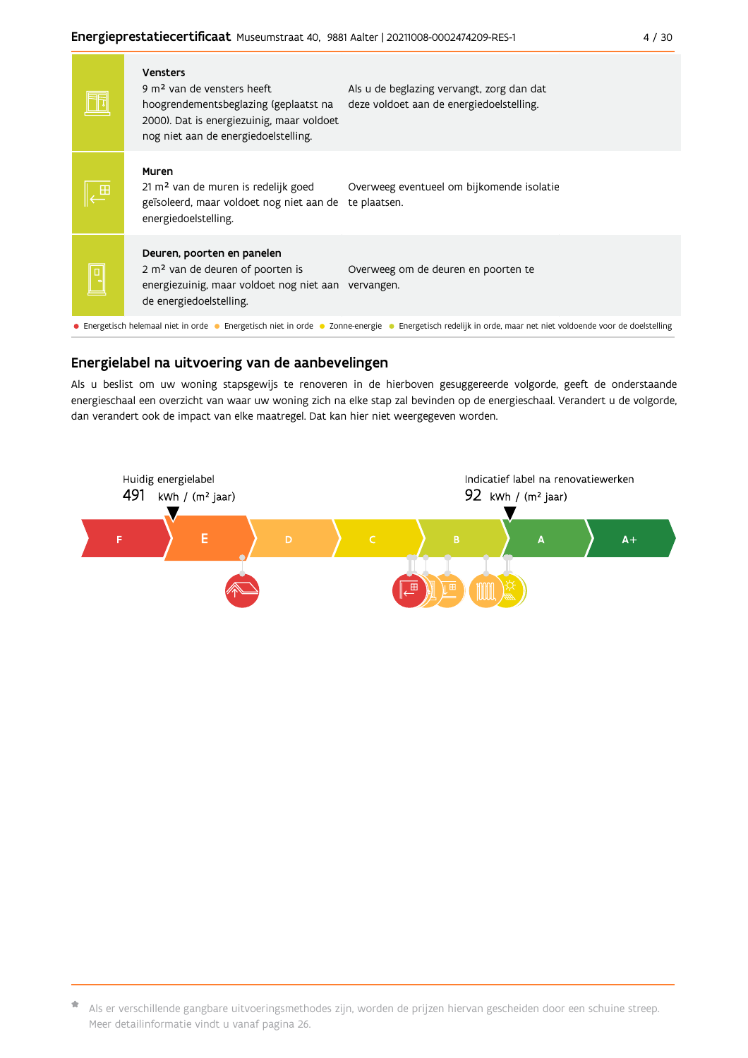| | | |
|---|---|---|
| | **Vensters**<br>9 m² van de vensters heeft hoogrendementsbeglazing (geplaatst na 2000). Dat is energiezuinig, maar voldoet nog niet aan de energiedoelstelling. | Als u de beglazing vervangt, zorg dan dat deze voldoet aan de energiedoelstelling. |
| | **Muren**<br>21 m² van de muren is redelijk goed geïsoleerd, maar voldoet nog niet aan de energiedoelstelling. | Overweeg eventueel om bijkomende isolatie te plaatsen. |
| | **Deuren, poorten en panelen**<br>2 m² van de deuren of poorten is energiezuinig, maar voldoet nog niet aan de energiedoelstelling. | Overweeg om de deuren en poorten te vervangen. |

● Energetisch helemaal niet in orde ● Energetisch niet in orde ● Zonne-energie ● Energetisch redelijk in orde, maar net niet voldoende voor de doelstelling

## Energielabel na uitvoering van de aanbevelingen

Als u beslist om uw woning stapsgewijs te renoveren in de hierboven gesuggereerde volgorde, geeft de onderstaande energieschaal een overzicht van waar uw woning zich na elke stap zal bevinden op de energieschaal. Verandert u de volgorde, dan verandert ook de impact van elke maatregel. Dat kan hier niet weergegeven worden.

Huidig energielabel
491 kWh / (m² jaar)

Indicatief label na renovatiewerken
92 kWh / (m² jaar)

F | E | D | C | B | A | A+

* Als er verschillende gangbare uitvoeringsmethodes zijn, worden de prijzen hiervan gescheiden door een schuine streep. Meer detailinformatie vindt u vanaf pagina 26.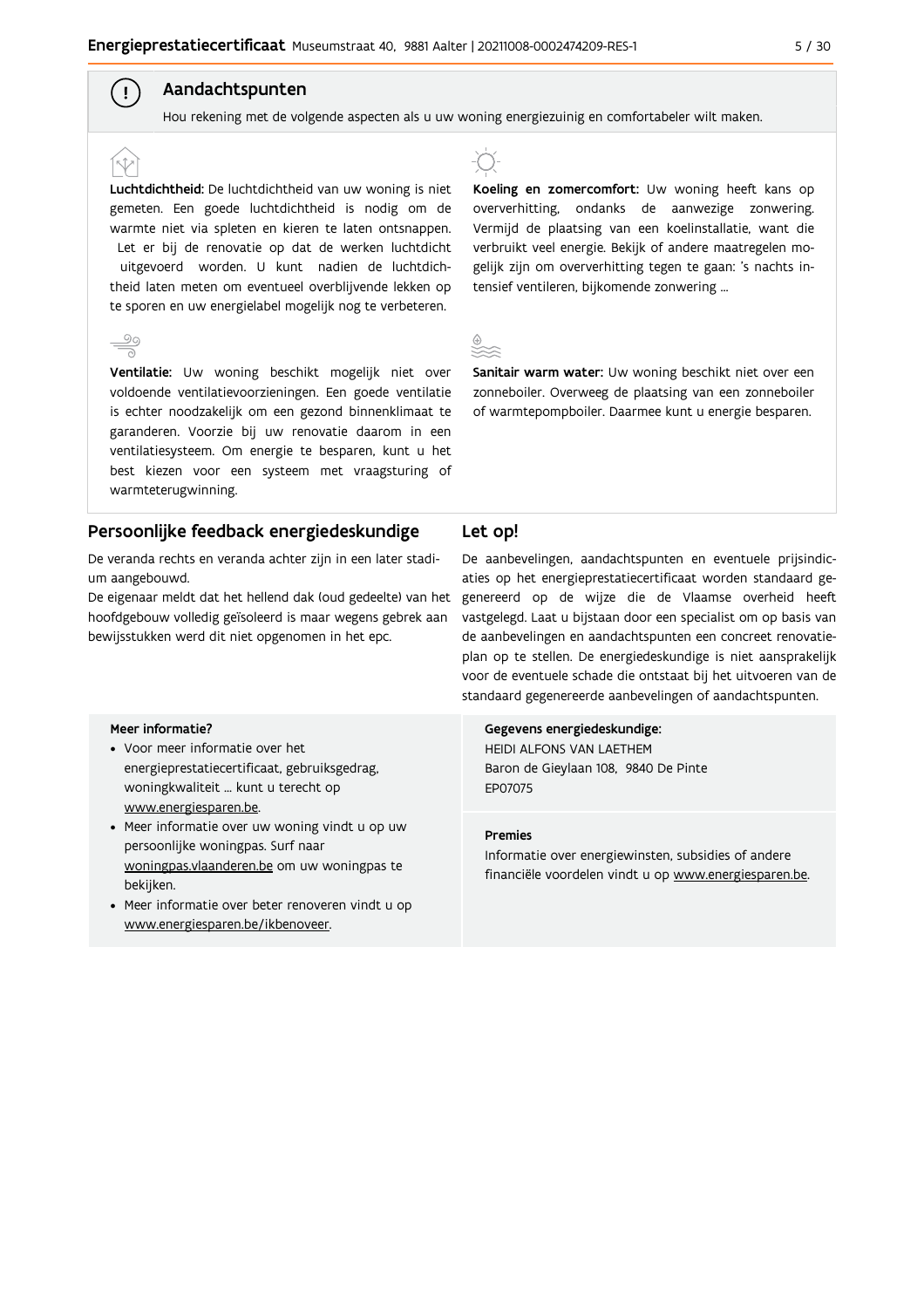## Aandachtspunten

Hou rekening met de volgende aspecten als u uw woning energiezuinig en comfortabeler wilt maken.

**Luchtdichtheid:** De luchtdichtheid van uw woning is niet gemeten. Een goede luchtdichtheid is nodig om de warmte niet via spleten en kieren te laten ontsnappen. Let er bij de renovatie op dat de werken luchtdicht uitgevoerd worden. U kunt nadien de luchtdichtheid laten meten om eventueel overblijvende lekken op te sporen en uw energielabel mogelijk nog te verbeteren.

**Ventilatie:** Uw woning beschikt mogelijk niet over voldoende ventilatievoorzieningen. Een goede ventilatie is echter noodzakelijk om een gezond binnenklimaat te garanderen. Voorzie bij uw renovatie daarom in een ventilatiesysteem. Om energie te besparen, kunt u het best kiezen voor een systeem met vraagsturing of warmteterugwinning.

**Koeling en zomercomfort:** Uw woning heeft kans op oververhitting, ondanks de aanwezige zonwering. Vermijd de plaatsing van een koelinstallatie, want die verbruikt veel energie. Bekijk of andere maatregelen mogelijk zijn om oververhitting tegen te gaan: 's nachts intensief ventileren, bijkomende zonwering ...

**Sanitair warm water:** Uw woning beschikt niet over een zonneboiler. Overweeg de plaatsing van een zonneboiler of warmtepompboiler. Daarmee kunt u energie besparen.

## Persoonlijke feedback energiedeskundige

De veranda rechts en veranda achter zijn in een later stadium aangebouwd.
De eigenaar meldt dat het hellend dak (oud gedeelte) van het hoofdgebouw volledig geïsoleerd is maar wegens gebrek aan bewijsstukken werd dit niet opgenomen in het epc.

## Let op!

De aanbevelingen, aandachtspunten en eventuele prijsindicaties op het energieprestatiecertificaat worden standaard gegenereerd op de wijze die de Vlaamse overheid heeft vastgelegd. Laat u bijstaan door een specialist om op basis van de aanbevelingen en aandachtspunten een concreet renovatieplan op te stellen. De energiedeskundige is niet aansprakelijk voor de eventuele schade die ontstaat bij het uitvoeren van de standaard gegenereerde aanbevelingen of aandachtspunten.

**Meer informatie?**

- Voor meer informatie over het energieprestatiecertificaat, gebruiksgedrag, woningkwaliteit ... kunt u terecht op www.energiesparen.be.
- Meer informatie over uw woning vindt u op uw persoonlijke woningpas. Surf naar woningpas.vlaanderen.be om uw woningpas te bekijken.
- Meer informatie over beter renoveren vindt u op www.energiesparen.be/ikbenoveer.

**Gegevens energiedeskundige:**
HEIDI ALFONS VAN LAETHEM
Baron de Gieylaan 108, 9840 De Pinte
EP07075

**Premies**
Informatie over energiewinsten, subsidies of andere financiële voordelen vindt u op www.energiesparen.be.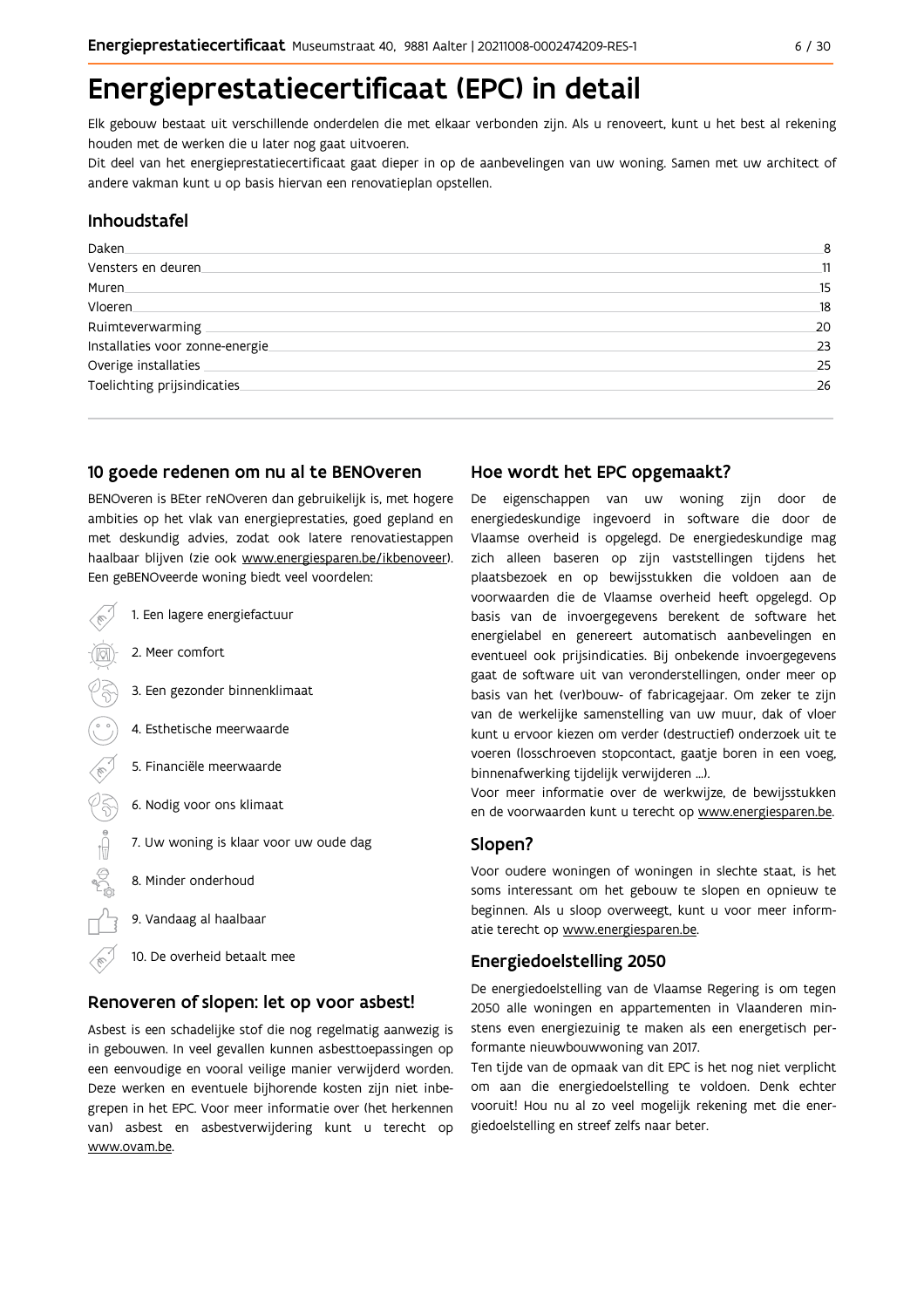# Energieprestatiecertificaat (EPC) in detail

Elk gebouw bestaat uit verschillende onderdelen die met elkaar verbonden zijn. Als u renoveert, kunt u het best al rekening houden met de werken die u later nog gaat uitvoeren.

Dit deel van het energieprestatiecertificaat gaat dieper in op de aanbevelingen van uw woning. Samen met uw architect of andere vakman kunt u op basis hiervan een renovatieplan opstellen.

## Inhoudstafel

| | |
|---|---|
| Daken | 8 |
| Vensters en deuren | 11 |
| Muren | 15 |
| Vloeren | 18 |
| Ruimteverwarming | 20 |
| Installaties voor zonne-energie | 23 |
| Overige installaties | 25 |
| Toelichting prijsindicaties | 26 |

## 10 goede redenen om nu al te BENOveren

BENOveren is BEter reNOveren dan gebruikelijk is, met hogere ambities op het vlak van energieprestaties, goed gepland en met deskundig advies, zodat ook latere renovatiestappen haalbaar blijven (zie ook www.energiesparen.be/ikbenoveer). Een geBENOveerde woning biedt veel voordelen:

1. Een lagere energiefactuur
2. Meer comfort
3. Een gezonder binnenklimaat
4. Esthetische meerwaarde
5. Financiële meerwaarde
6. Nodig voor ons klimaat
7. Uw woning is klaar voor uw oude dag
8. Minder onderhoud
9. Vandaag al haalbaar
10. De overheid betaalt mee

## Renoveren of slopen: let op voor asbest!

Asbest is een schadelijke stof die nog regelmatig aanwezig is in gebouwen. In veel gevallen kunnen asbesttoepassingen op een eenvoudige en vooral veilige manier verwijderd worden. Deze werken en eventuele bijhorende kosten zijn niet inbegrepen in het EPC. Voor meer informatie over (het herkennen van) asbest en asbestverwijdering kunt u terecht op www.ovam.be.

## Hoe wordt het EPC opgemaakt?

De eigenschappen van uw woning zijn door de energiedeskundige ingevoerd in software die door de Vlaamse overheid is opgelegd. De energiedeskundige mag zich alleen baseren op zijn vaststellingen tijdens het plaatsbezoek en op bewijsstukken die voldoen aan de voorwaarden die de Vlaamse overheid heeft opgelegd. Op basis van de invoergegevens berekent de software het energielabel en genereert automatisch aanbevelingen en eventueel ook prijsindicaties. Bij onbekende invoergegevens gaat de software uit van veronderstellingen, onder meer op basis van het (ver)bouw- of fabricagejaar. Om zeker te zijn van de werkelijke samenstelling van uw muur, dak of vloer kunt u ervoor kiezen om verder (destructief) onderzoek uit te voeren (losschroeven stopcontact, gaatje boren in een voeg, binnenafwerking tijdelijk verwijderen ...).

Voor meer informatie over de werkwijze, de bewijsstukken en de voorwaarden kunt u terecht op www.energiesparen.be.

## Slopen?

Voor oudere woningen of woningen in slechte staat, is het soms interessant om het gebouw te slopen en opnieuw te beginnen. Als u sloop overweegt, kunt u voor meer informatie terecht op www.energiesparen.be.

## Energiedoelstelling 2050

De energiedoelstelling van de Vlaamse Regering is om tegen 2050 alle woningen en appartementen in Vlaanderen minstens even energiezuinig te maken als een energetisch performante nieuwbouwwoning van 2017.

Ten tijde van de opmaak van dit EPC is het nog niet verplicht om aan die energiedoelstelling te voldoen. Denk echter vooruit! Hou nu al zo veel mogelijk rekening met die energiedoelstelling en streef zelfs naar beter.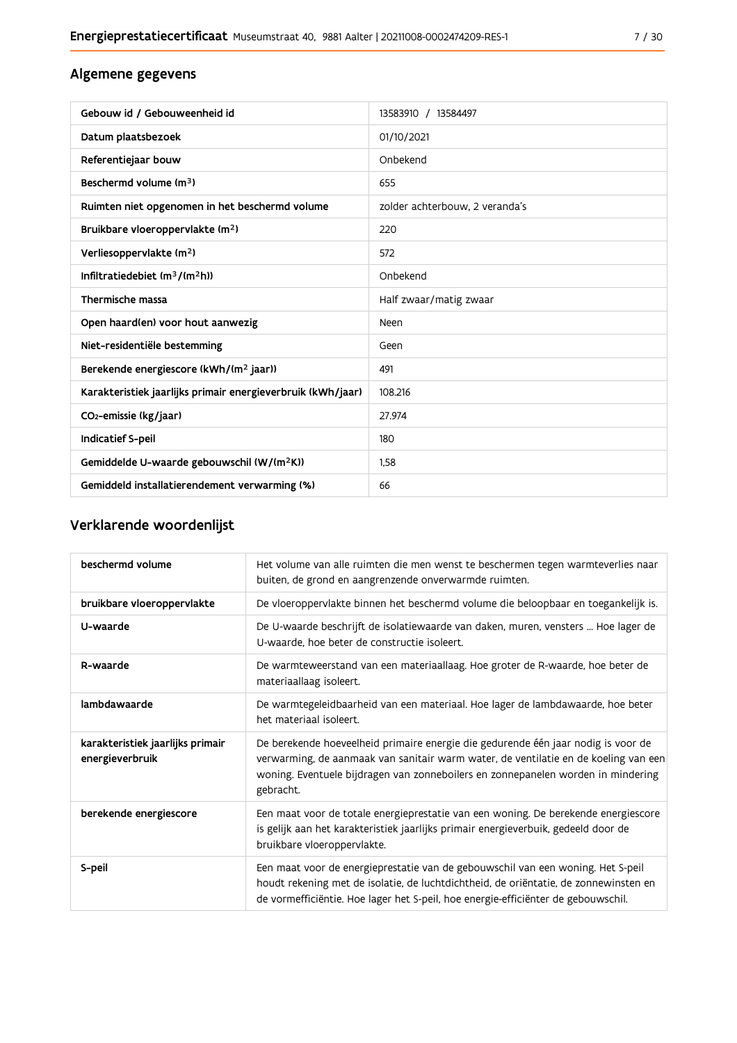## Algemene gegevens

| Gebouw id / Gebouweenheid id | 13583910 / 13584497 |
|---|---|
| Datum plaatsbezoek | 01/10/2021 |
| Referentiejaar bouw | Onbekend |
| Beschermd volume ($m^3$) | 655 |
| Ruimten niet opgenomen in het beschermd volume | zolder achterbouw, 2 veranda's |
| Bruikbare vloeroppervlakte ($m^2$) | 220 |
| Verliesoppervlakte ($m^2$) | 572 |
| Infiltratiedebiet ($m^3/(m^2h)$) | Onbekend |
| Thermische massa | Half zwaar/matig zwaar |
| Open haard(en) voor hout aanwezig | Neen |
| Niet-residentiële bestemming | Geen |
| Berekende energiescore (kWh/($m^2$ jaar)) | 491 |
| Karakteristiek jaarlijks primair energieverbruik (kWh/jaar) | 108.216 |
| $CO_2$-emissie (kg/jaar) | 27.974 |
| Indicatief S-peil | 180 |
| Gemiddelde U-waarde gebouwschil (W/($m^2$K)) | 1,58 |
| Gemiddeld installatierendement verwarming (%) | 66 |

## Verklarende woordenlijst

| beschermd volume | Het volume van alle ruimten die men wenst te beschermen tegen warmteverlies naar buiten, de grond en aangrenzende onverwarmde ruimten. |
|---|---|
| bruikbare vloeroppervlakte | De vloeroppervlakte binnen het beschermd volume die beloopbaar en toegankelijk is. |
| U-waarde | De U-waarde beschrijft de isolatiewaarde van daken, muren, vensters ... Hoe lager de U-waarde, hoe beter de constructie isoleert. |
| R-waarde | De warmteweerstand van een materiaallaag. Hoe groter de R-waarde, hoe beter de materiaallaag isoleert. |
| lambdawaarde | De warmtegeleidbaarheid van een materiaal. Hoe lager de lambdawaarde, hoe beter het materiaal isoleert. |
| karakteristiek jaarlijks primair energieverbruik | De berekende hoeveelheid primaire energie die gedurende één jaar nodig is voor de verwarming, de aanmaak van sanitair warm water, de ventilatie en de koeling van een woning. Eventuele bijdragen van zonneboilers en zonnepanelen worden in mindering gebracht. |
| berekende energiescore | Een maat voor de totale energieprestatie van een woning. De berekende energiescore is gelijk aan het karakteristiek jaarlijks primair energieverbuik, gedeeld door de bruikbare vloeroppervlakte. |
| S-peil | Een maat voor de energieprestatie van de gebouwschil van een woning. Het S-peil houdt rekening met de isolatie, de luchtdichtheid, de oriëntatie, de zonnewinsten en de vormefficiëntie. Hoe lager het S-peil, hoe energie-efficiënter de gebouwschil. |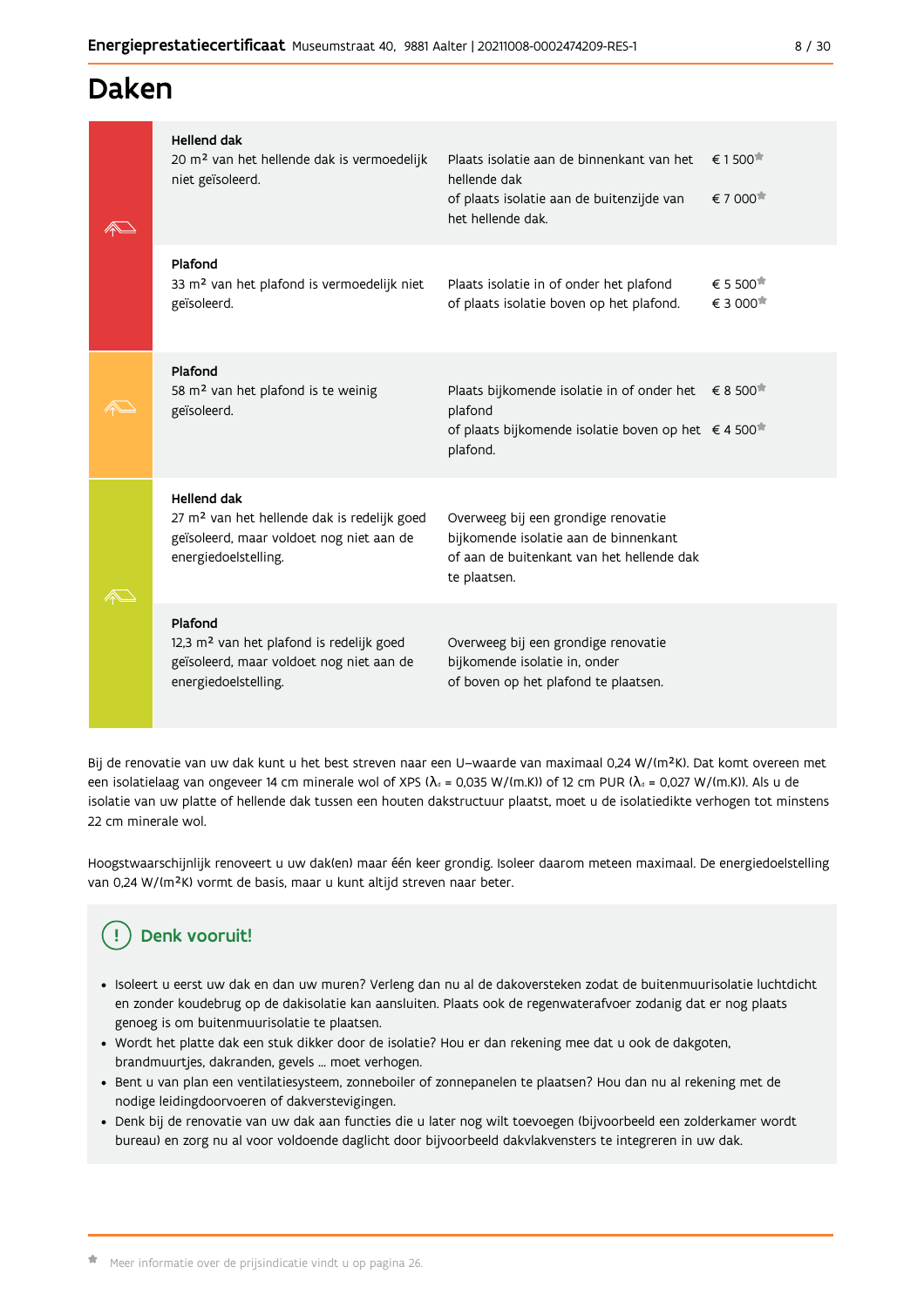# Daken

| Element | Beschrijving | Aanbeveling | Prijs |
|---|---|---|---|
| **Hellend dak** | 20 m² van het hellende dak is vermoedelijk niet geïsoleerd. | Plaats isolatie aan de binnenkant van het hellende dak | € 1 500* |
| | | of plaats isolatie aan de buitenzijde van het hellende dak. | € 7 000* |
| **Plafond** | 33 m² van het plafond is vermoedelijk niet geïsoleerd. | Plaats isolatie in of onder het plafond | € 5 500* |
| | | of plaats isolatie boven op het plafond. | € 3 000* |
| **Plafond** | 58 m² van het plafond is te weinig geïsoleerd. | Plaats bijkomende isolatie in of onder het plafond | € 8 500* |
| | | of plaats bijkomende isolatie boven op het plafond. | € 4 500* |
| **Hellend dak** | 27 m² van het hellende dak is redelijk goed geïsoleerd, maar voldoet nog niet aan de energiedoelstelling. | Overweeg bij een grondige renovatie bijkomende isolatie aan de binnenkant of aan de buitenkant van het hellende dak te plaatsen. | |
| **Plafond** | 12,3 m² van het plafond is redelijk goed geïsoleerd, maar voldoet nog niet aan de energiedoelstelling. | Overweeg bij een grondige renovatie bijkomende isolatie in, onder of boven op het plafond te plaatsen. | |

Bij de renovatie van uw dak kunt u het best streven naar een U–waarde van maximaal 0,24 W/(m²K). Dat komt overeen met een isolatielaag van ongeveer 14 cm minerale wol of XPS ($\lambda_d$ = 0,035 W/(m.K)) of 12 cm PUR ($\lambda_d$ = 0,027 W/(m.K)). Als u de isolatie van uw platte of hellende dak tussen een houten dakstructuur plaatst, moet u de isolatiedikte verhogen tot minstens 22 cm minerale wol.

Hoogstwaarschijnlijk renoveert u uw dak(en) maar één keer grondig. Isoleer daarom meteen maximaal. De energiedoelstelling van 0,24 W/(m²K) vormt de basis, maar u kunt altijd streven naar beter.

## Denk vooruit!

- Isoleert u eerst uw dak en dan uw muren? Verleng dan nu al de dakoversteken zodat de buitenmuurisolatie luchtdicht en zonder koudebrug op de dakisolatie kan aansluiten. Plaats ook de regenwaterafvoer zodanig dat er nog plaats genoeg is om buitenmuurisolatie te plaatsen.
- Wordt het platte dak een stuk dikker door de isolatie? Hou er dan rekening mee dat u ook de dakgoten, brandmuurtjes, dakranden, gevels ... moet verhogen.
- Bent u van plan een ventilatiesysteem, zonneboiler of zonnepanelen te plaatsen? Hou dan nu al rekening met de nodige leidingdoorvoeren of dakverstevigingen.
- Denk bij de renovatie van uw dak aan functies die u later nog wilt toevoegen (bijvoorbeeld een zolderkamer wordt bureau) en zorg nu al voor voldoende daglicht door bijvoorbeeld dakvlakvensters te integreren in uw dak.

* Meer informatie over de prijsindicatie vindt u op pagina 26.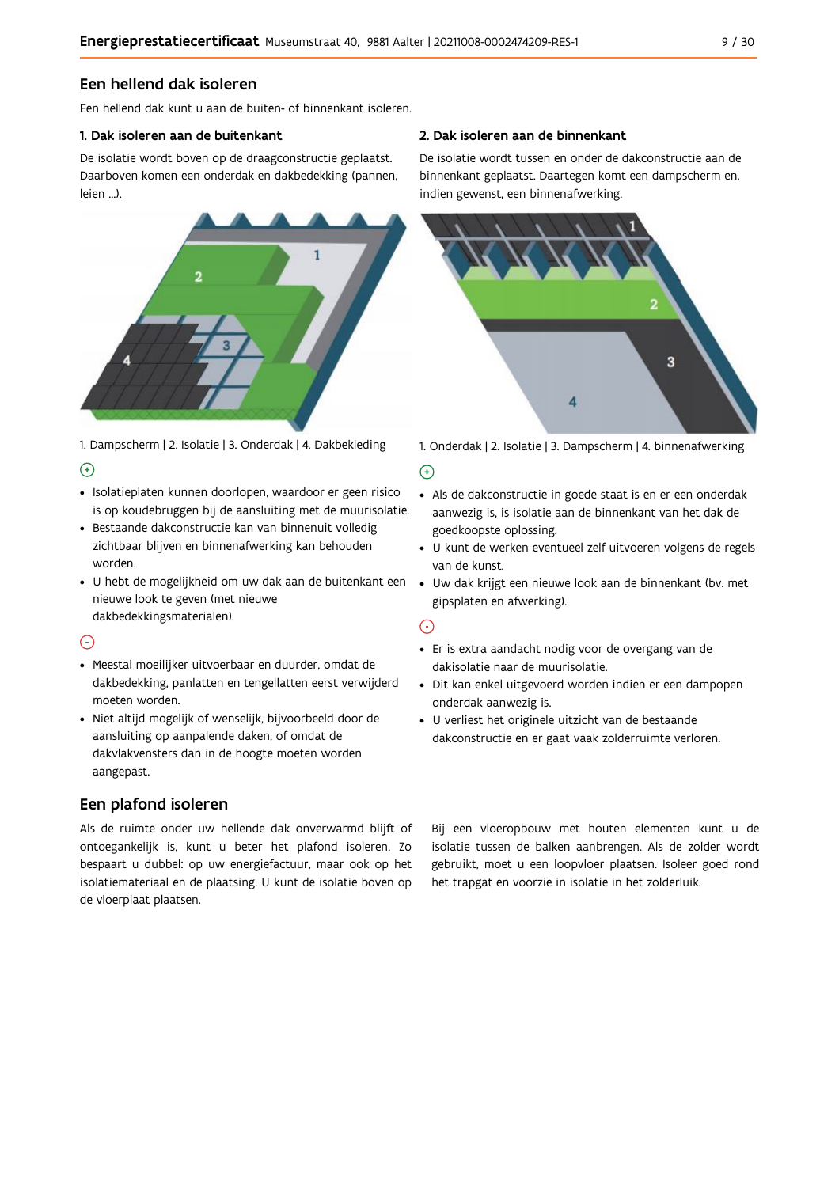## Een hellend dak isoleren

Een hellend dak kunt u aan de buiten- of binnenkant isoleren.

### 1. Dak isoleren aan de buitenkant

De isolatie wordt boven op de draagconstructie geplaatst. Daarboven komen een onderdak en dakbedekking (pannen, leien ...).

1. Dampscherm | 2. Isolatie | 3. Onderdak | 4. Dakbekleding

⊕

- Isolatieplaten kunnen doorlopen, waardoor er geen risico is op koudebruggen bij de aansluiting met de muurisolatie.
- Bestaande dakconstructie kan van binnenuit volledig zichtbaar blijven en binnenafwerking kan behouden worden.
- U hebt de mogelijkheid om uw dak aan de buitenkant een nieuwe look te geven (met nieuwe dakbedekkingsmaterialen).

⊖

- Meestal moeilijker uitvoerbaar en duurder, omdat de dakbedekking, panlatten en tengellatten eerst verwijderd moeten worden.
- Niet altijd mogelijk of wenselijk, bijvoorbeeld door de aansluiting op aanpalende daken, of omdat de dakvlakvensters dan in de hoogte moeten worden aangepast.

### 2. Dak isoleren aan de binnenkant

De isolatie wordt tussen en onder de dakconstructie aan de binnenkant geplaatst. Daartegen komt een dampscherm en, indien gewenst, een binnenafwerking.

1. Onderdak | 2. Isolatie | 3. Dampscherm | 4. binnenafwerking

⊕

- Als de dakconstructie in goede staat is en er een onderdak aanwezig is, is isolatie aan de binnenkant van het dak de goedkoopste oplossing.
- U kunt de werken eventueel zelf uitvoeren volgens de regels van de kunst.
- Uw dak krijgt een nieuwe look aan de binnenkant (bv. met gipsplaten en afwerking).

⊖

- Er is extra aandacht nodig voor de overgang van de dakisolatie naar de muurisolatie.
- Dit kan enkel uitgevoerd worden indien er een dampopen onderdak aanwezig is.
- U verliest het originele uitzicht van de bestaande dakconstructie en er gaat vaak zolderruimte verloren.

## Een plafond isoleren

Als de ruimte onder uw hellende dak onverwarmd blijft of ontoegankelijk is, kunt u beter het plafond isoleren. Zo bespaart u dubbel: op uw energiefactuur, maar ook op het isolatiemateriaal en de plaatsing. U kunt de isolatie boven op de vloerplaat plaatsen.

Bij een vloeropbouw met houten elementen kunt u de isolatie tussen de balken aanbrengen. Als de zolder wordt gebruikt, moet u een loopvloer plaatsen. Isoleer goed rond het trapgat en voorzie in isolatie in het zolderluik.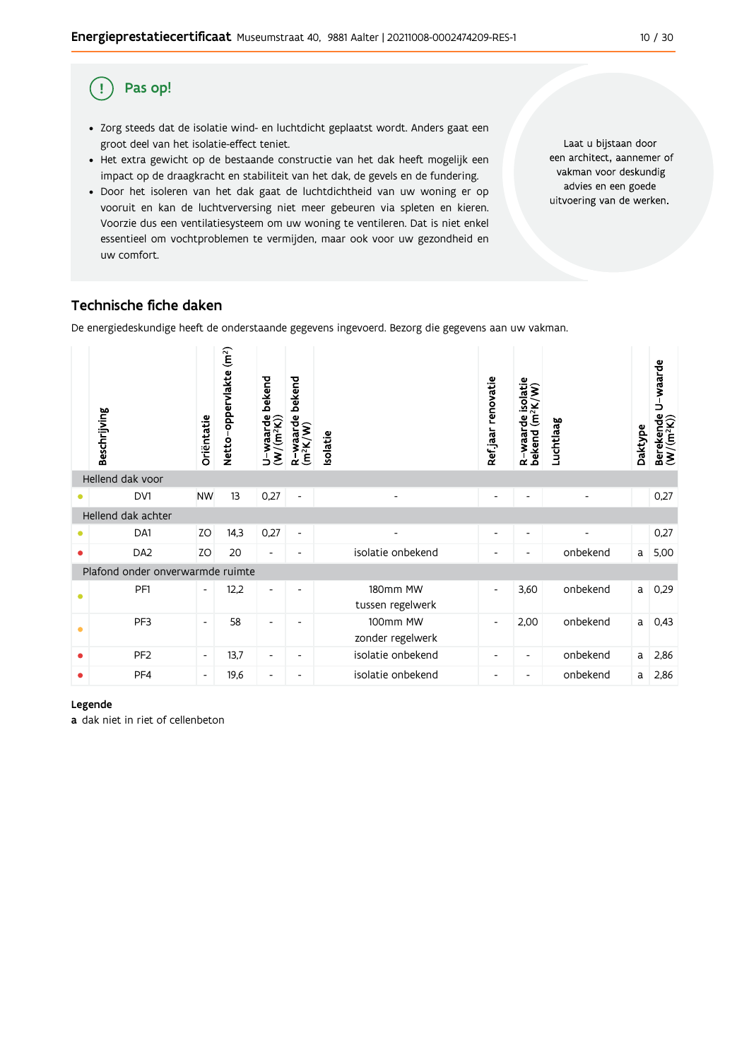## Pas op!

- Zorg steeds dat de isolatie wind- en luchtdicht geplaatst wordt. Anders gaat een groot deel van het isolatie-effect teniet.
- Het extra gewicht op de bestaande constructie van het dak heeft mogelijk een impact op de draagkracht en stabiliteit van het dak, de gevels en de fundering.
- Door het isoleren van het dak gaat de luchtdichtheid van uw woning er op vooruit en kan de luchtverversing niet meer gebeuren via spleten en kieren. Voorzie dus een ventilatiesysteem om uw woning te ventileren. Dat is niet enkel essentieel om vochtproblemen te vermijden, maar ook voor uw gezondheid en uw comfort.

Laat u bijstaan door een architect, aannemer of vakman voor deskundig advies en een goede uitvoering van de werken.

## Technische fiche daken

De energiedeskundige heeft de onderstaande gegevens ingevoerd. Bezorg die gegevens aan uw vakman.

| | Beschrijving | Oriëntatie | Netto-oppervlakte ($m^2$) | U-waarde bekend ($W/(m^2K)$) | R-waarde bekend ($m^2K/W$) | Isolatie | Ref.jaar renovatie | R-waarde isolatie bekend ($m^2K/W$) | Luchtlaag | Daktype | Berekende U-waarde ($W/(m^2K)$) |
|---|---|---|---|---|---|---|---|---|---|---|---|
| **Hellend dak voor** | | | | | | | | | | | |
| • | DV1 | NW | 13 | 0,27 | - | - | - | - | - | | 0,27 |
| **Hellend dak achter** | | | | | | | | | | | |
| • | DA1 | ZO | 14,3 | 0,27 | - | - | - | - | - | | 0,27 |
| • | DA2 | ZO | 20 | - | - | isolatie onbekend | - | - | onbekend | a | 5,00 |
| **Plafond onder onverwarmde ruimte** | | | | | | | | | | | |
| • | PF1 | - | 12,2 | - | - | 180mm MW tussen regelwerk | - | 3,60 | onbekend | a | 0,29 |
| • | PF3 | - | 58 | - | - | 100mm MW zonder regelwerk | - | 2,00 | onbekend | a | 0,43 |
| • | PF2 | - | 13,7 | - | - | isolatie onbekend | - | - | onbekend | a | 2,86 |
| • | PF4 | - | 19,6 | - | - | isolatie onbekend | - | - | onbekend | a | 2,86 |

**Legende**

**a** dak niet in riet of cellenbeton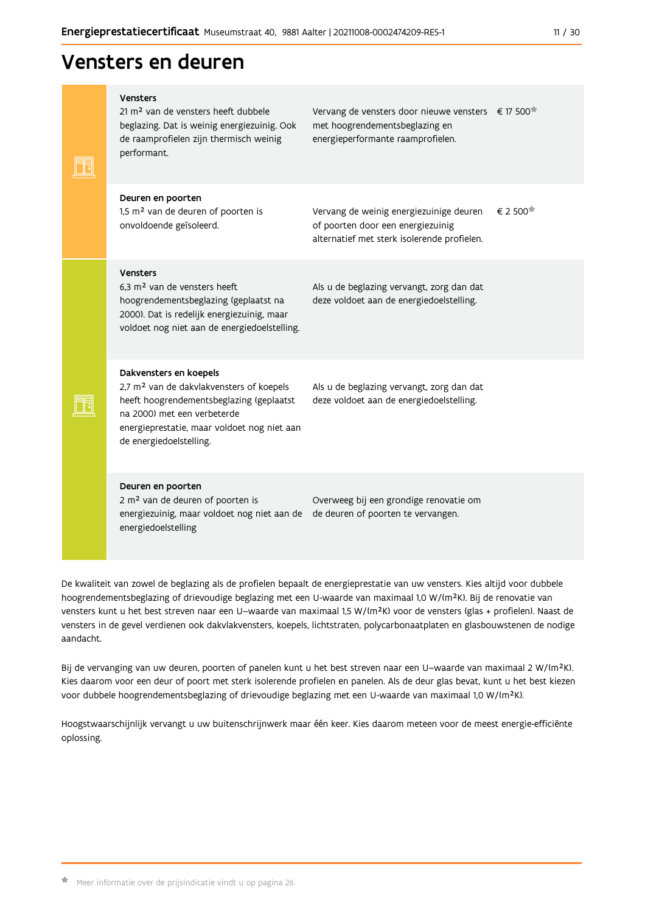# Vensters en deuren

| Onderdeel | Huidige situatie | Aanbeveling | Prijsindicatie |
| --- | --- | --- | --- |
| **Vensters** | 21 m² van de vensters heeft dubbele beglazing. Dat is weinig energiezuinig. Ook de raamprofielen zijn thermisch weinig performant. | Vervang de vensters door nieuwe vensters met hoogrendementsbeglazing en energieperformante raamprofielen. | € 17 500* |
| **Deuren en poorten** | 1,5 m² van de deuren of poorten is onvoldoende geïsoleerd. | Vervang de weinig energiezuinige deuren of poorten door een energiezuinig alternatief met sterk isolerende profielen. | € 2 500* |
| **Vensters** | 6,3 m² van de vensters heeft hoogrendementsbeglazing (geplaatst na 2000). Dat is redelijk energiezuinig, maar voldoet nog niet aan de energiedoelstelling. | Als u de beglazing vervangt, zorg dan dat deze voldoet aan de energiedoelstelling. | |
| **Dakvensters en koepels** | 2,7 m² van de dakvlakvensters of koepels heeft hoogrendementsbeglazing (geplaatst na 2000) met een verbeterde energieprestatie, maar voldoet nog niet aan de energiedoelstelling. | Als u de beglazing vervangt, zorg dan dat deze voldoet aan de energiedoelstelling. | |
| **Deuren en poorten** | 2 m² van de deuren of poorten is energiezuinig, maar voldoet nog niet aan de energiedoelstelling | Overweeg bij een grondige renovatie om de deuren of poorten te vervangen. | |

De kwaliteit van zowel de beglazing als de profielen bepaalt de energieprestatie van uw vensters. Kies altijd voor dubbele hoogrendementsbeglazing of drievoudige beglazing met een U-waarde van maximaal 1,0 W/(m²K). Bij de renovatie van vensters kunt u het best streven naar een U–waarde van maximaal 1,5 W/(m²K) voor de vensters (glas + profielen). Naast de vensters in de gevel verdienen ook dakvlakvensters, koepels, lichtstraten, polycarbonaatplaten en glasbouwstenen de nodige aandacht.

Bij de vervanging van uw deuren, poorten of panelen kunt u het best streven naar een U–waarde van maximaal 2 W/(m²K). Kies daarom voor een deur of poort met sterk isolerende profielen en panelen. Als de deur glas bevat, kunt u het best kiezen voor dubbele hoogrendementsbeglazing of drievoudige beglazing met een U-waarde van maximaal 1,0 W/(m²K).

Hoogstwaarschijnlijk vervangt u uw buitenschrijnwerk maar één keer. Kies daarom meteen voor de meest energie-efficiënte oplossing.

* Meer informatie over de prijsindicatie vindt u op pagina 26.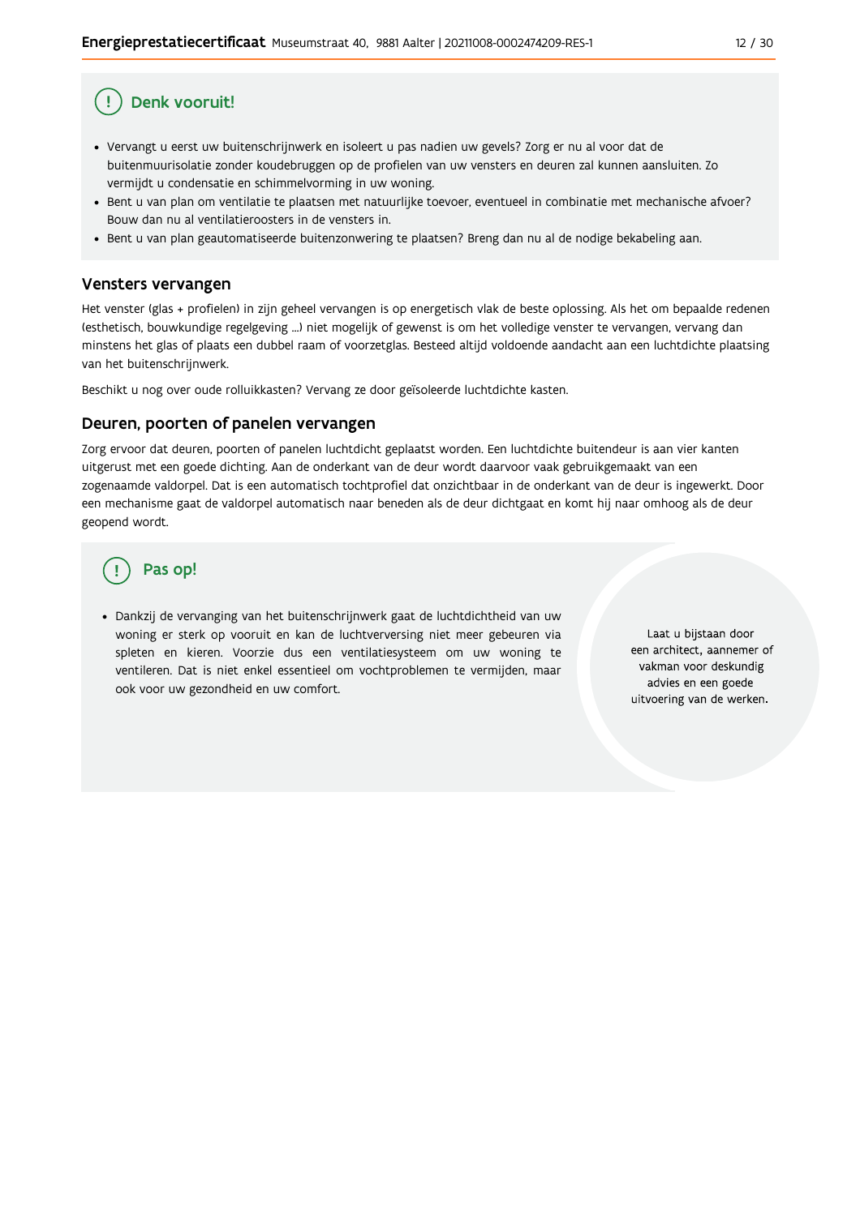## (!) Denk vooruit!

- Vervangt u eerst uw buitenschrijnwerk en isoleert u pas nadien uw gevels? Zorg er nu al voor dat de buitenmuurisolatie zonder koudebruggen op de profielen van uw vensters en deuren zal kunnen aansluiten. Zo vermijdt u condensatie en schimmelvorming in uw woning.
- Bent u van plan om ventilatie te plaatsen met natuurlijke toevoer, eventueel in combinatie met mechanische afvoer? Bouw dan nu al ventilatieroosters in de vensters in.
- Bent u van plan geautomatiseerde buitenzonwering te plaatsen? Breng dan nu al de nodige bekabeling aan.

## Vensters vervangen

Het venster (glas + profielen) in zijn geheel vervangen is op energetisch vlak de beste oplossing. Als het om bepaalde redenen (esthetisch, bouwkundige regelgeving ...) niet mogelijk of gewenst is om het volledige venster te vervangen, vervang dan minstens het glas of plaats een dubbel raam of voorzetglas. Besteed altijd voldoende aandacht aan een luchtdichte plaatsing van het buitenschrijnwerk.

Beschikt u nog over oude rolluikkasten? Vervang ze door geïsoleerde luchtdichte kasten.

## Deuren, poorten of panelen vervangen

Zorg ervoor dat deuren, poorten of panelen luchtdicht geplaatst worden. Een luchtdichte buitendeur is aan vier kanten uitgerust met een goede dichting. Aan de onderkant van de deur wordt daarvoor vaak gebruikgemaakt van een zogenaamde valdorpel. Dat is een automatisch tochtprofiel dat onzichtbaar in de onderkant van de deur is ingewerkt. Door een mechanisme gaat de valdorpel automatisch naar beneden als de deur dichtgaat en komt hij naar omhoog als de deur geopend wordt.

## (!) Pas op!

- Dankzij de vervanging van het buitenschrijnwerk gaat de luchtdichtheid van uw woning er sterk op vooruit en kan de luchtverversing niet meer gebeuren via spleten en kieren. Voorzie dus een ventilatiesysteem om uw woning te ventileren. Dat is niet enkel essentieel om vochtproblemen te vermijden, maar ook voor uw gezondheid en uw comfort.

Laat u bijstaan door een architect, aannemer of vakman voor deskundig advies en een goede uitvoering van de werken.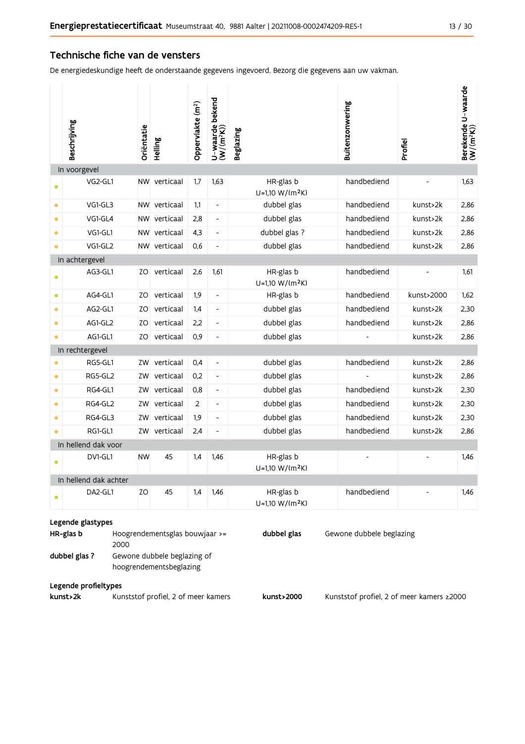## Technische fiche van de vensters

De energiedeskundige heeft de onderstaande gegevens ingevoerd. Bezorg die gegevens aan uw vakman.

| | Beschrijving | Oriëntatie | Helling | Oppervlakte (m²) | U-waarde bekend (W/(m²K)) | Beglazing | Buitenzonwering | Profiel | Berekende U-waarde (W/(m²K)) |
|---|---|---|---|---|---|---|---|---|---|
| **In voorgevel** | | | | | | | | | |
| • | VG2-GL1 | NW | verticaal | 1,7 | 1,63 | HR-glas b U=1,10 W/(m²K) | handbediend | - | 1,63 |
| • | VG1-GL3 | NW | verticaal | 1,1 | - | dubbel glas | handbediend | kunst>2k | 2,86 |
| • | VG1-GL4 | NW | verticaal | 2,8 | - | dubbel glas | handbediend | kunst>2k | 2,86 |
| • | VG1-GL1 | NW | verticaal | 4,3 | - | dubbel glas ? | handbediend | kunst>2k | 2,86 |
| • | VG1-GL2 | NW | verticaal | 0,6 | - | dubbel glas | handbediend | kunst>2k | 2,86 |
| **In achtergevel** | | | | | | | | | |
| • | AG3-GL1 | ZO | verticaal | 2,6 | 1,61 | HR-glas b U=1,10 W/(m²K) | handbediend | - | 1,61 |
| • | AG4-GL1 | ZO | verticaal | 1,9 | - | HR-glas b | handbediend | kunst>2000 | 1,62 |
| • | AG2-GL1 | ZO | verticaal | 1,4 | - | dubbel glas | handbediend | kunst>2k | 2,30 |
| • | AG1-GL2 | ZO | verticaal | 2,2 | - | dubbel glas | handbediend | kunst>2k | 2,86 |
| • | AG1-GL1 | ZO | verticaal | 0,9 | - | dubbel glas | - | kunst>2k | 2,86 |
| **In rechtergevel** | | | | | | | | | |
| • | RG5-GL1 | ZW | verticaal | 0,4 | - | dubbel glas | handbediend | kunst>2k | 2,86 |
| • | RG5-GL2 | ZW | verticaal | 0,2 | - | dubbel glas | - | kunst>2k | 2,86 |
| • | RG4-GL1 | ZW | verticaal | 0,8 | - | dubbel glas | handbediend | kunst>2k | 2,30 |
| • | RG4-GL2 | ZW | verticaal | 2 | - | dubbel glas | handbediend | kunst>2k | 2,30 |
| • | RG4-GL3 | ZW | verticaal | 1,9 | - | dubbel glas | handbediend | kunst>2k | 2,30 |
| • | RG1-GL1 | ZW | verticaal | 2,4 | - | dubbel glas | handbediend | kunst>2k | 2,86 |
| **In hellend dak voor** | | | | | | | | | |
| • | DV1-GL1 | NW | 45 | 1,4 | 1,46 | HR-glas b U=1,10 W/(m²K) | - | - | 1,46 |
| **In hellend dak achter** | | | | | | | | | |
| • | DA2-GL1 | ZO | 45 | 1,4 | 1,46 | HR-glas b U=1,10 W/(m²K) | handbediend | - | 1,46 |

**Legende glastypes**

| | |
|---|---|
| **HR-glas b** | Hoogrendementsglas bouwjaar >= 2000 |
| **dubbel glas ?** | Gewone dubbele beglazing of hoogrendementsbeglazing |
| **dubbel glas** | Gewone dubbele beglazing |

**Legende profieltypes**

| | |
|---|---|
| **kunst>2k** | Kunststof profiel, 2 of meer kamers |
| **kunst>2000** | Kunststof profiel, 2 of meer kamers ≥2000 |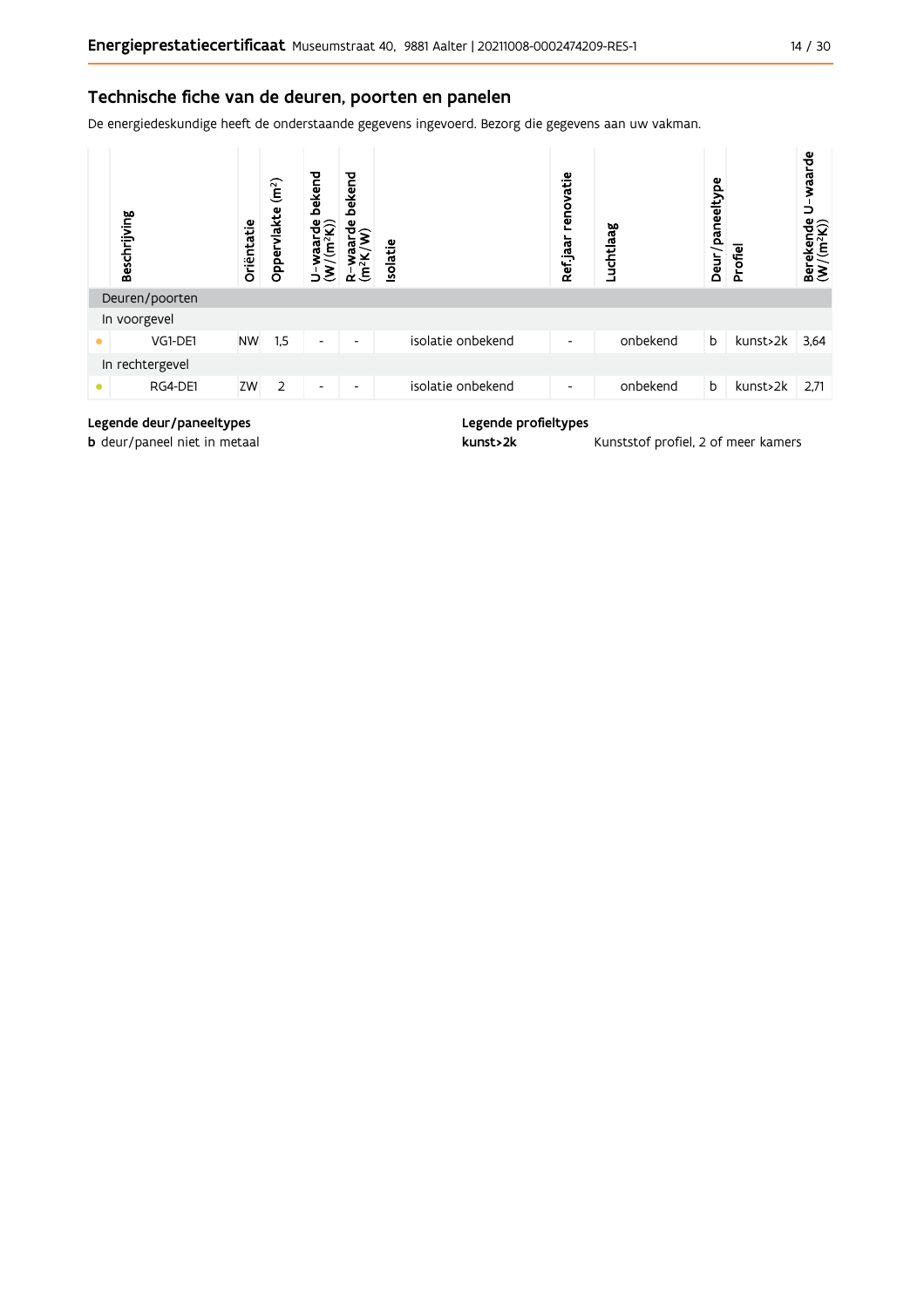## Technische fiche van de deuren, poorten en panelen

De energiedeskundige heeft de onderstaande gegevens ingevoerd. Bezorg die gegevens aan uw vakman.

| | Beschrijving | Oriëntatie | Oppervlakte (m²) | U-waarde bekend (W/(m²K)) | R-waarde bekend (m²K/W) | Isolatie | Ref.jaar renovatie | Luchtlaag | Deur/paneeltype | Profiel | Berekende U-waarde (W/(m²K)) |
|---|---|---|---|---|---|---|---|---|---|---|---|
| Deuren/poorten | | | | | | | | | | | |
| In voorgevel | | | | | | | | | | | |
| • | VG1-DE1 | NW | 1,5 | - | - | isolatie onbekend | - | onbekend | b | kunst>2k | 3,64 |
| In rechtergevel | | | | | | | | | | | |
| • | RG4-DE1 | ZW | 2 | - | - | isolatie onbekend | - | onbekend | b | kunst>2k | 2,71 |

**Legende deur/paneeltypes**

**b** deur/paneel niet in metaal

**Legende profieltypes**

**kunst>2k** Kunststof profiel, 2 of meer kamers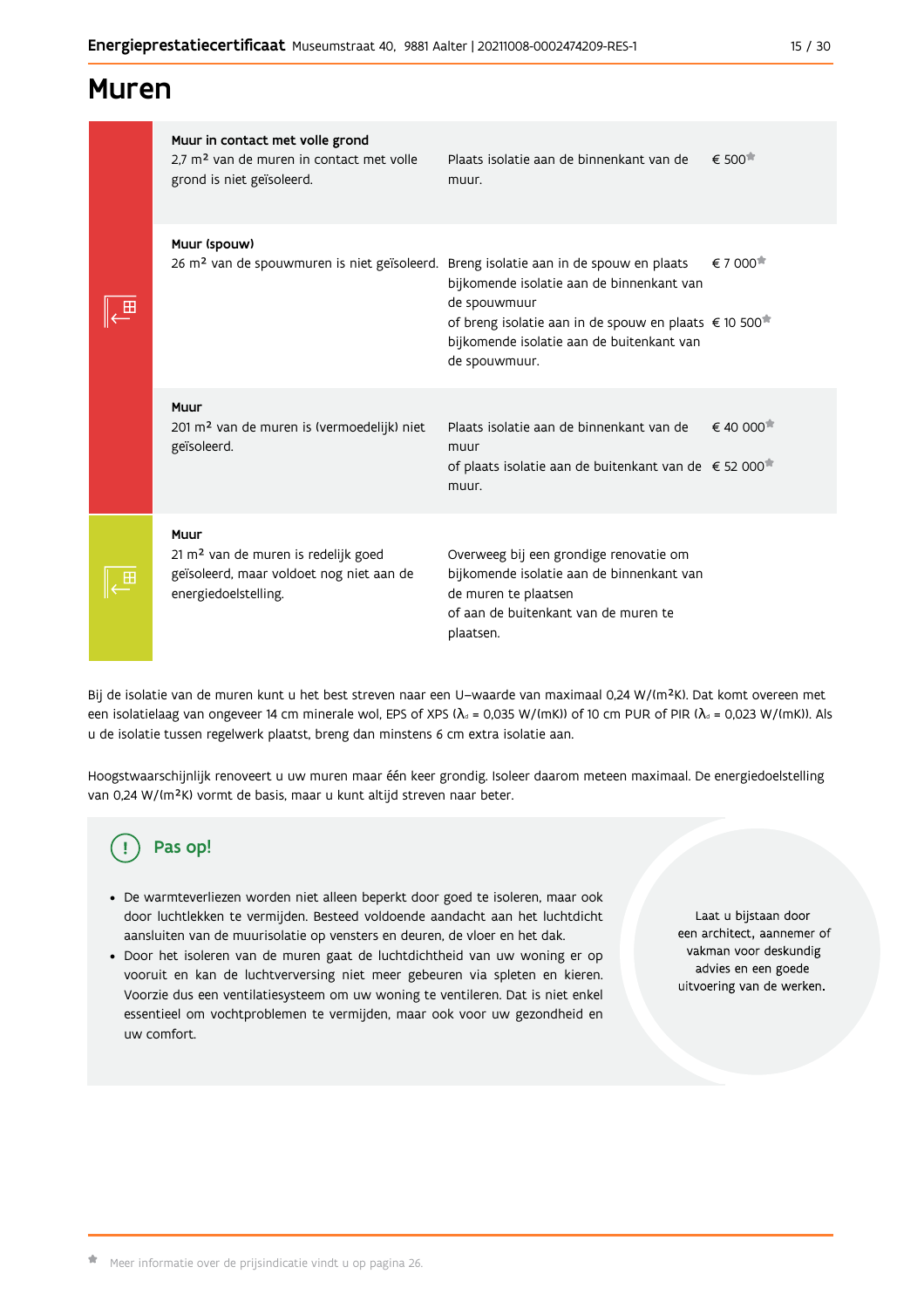# Muren

| Onderdeel | Aanbeveling | Prijs |
|---|---|---|
| **Muur in contact met volle grond**<br>2,7 m² van de muren in contact met volle grond is niet geïsoleerd. | Plaats isolatie aan de binnenkant van de muur. | € 500* |
| **Muur (spouw)**<br>26 m² van de spouwmuren is niet geïsoleerd. | Breng isolatie aan in de spouw en plaats bijkomende isolatie aan de binnenkant van de spouwmuur<br>of breng isolatie aan in de spouw en plaats bijkomende isolatie aan de buitenkant van de spouwmuur. | € 7 000*<br>€ 10 500* |
| **Muur**<br>201 m² van de muren is (vermoedelijk) niet geïsoleerd. | Plaats isolatie aan de binnenkant van de muur<br>of plaats isolatie aan de buitenkant van de muur. | € 40 000*<br>€ 52 000* |
| **Muur**<br>21 m² van de muren is redelijk goed geïsoleerd, maar voldoet nog niet aan de energiedoelstelling. | Overweeg bij een grondige renovatie om bijkomende isolatie aan de binnenkant van de muren te plaatsen<br>of aan de buitenkant van de muren te plaatsen. | |

Bij de isolatie van de muren kunt u het best streven naar een U–waarde van maximaal 0,24 W/(m²K). Dat komt overeen met een isolatielaag van ongeveer 14 cm minerale wol, EPS of XPS ($\lambda_d$ = 0,035 W/(mK)) of 10 cm PUR of PIR ($\lambda_d$ = 0,023 W/(mK)). Als u de isolatie tussen regelwerk plaatst, breng dan minstens 6 cm extra isolatie aan.

Hoogstwaarschijnlijk renoveert u uw muren maar één keer grondig. Isoleer daarom meteen maximaal. De energiedoelstelling van 0,24 W/(m²K) vormt de basis, maar u kunt altijd streven naar beter.

## Pas op!

- De warmteverliezen worden niet alleen beperkt door goed te isoleren, maar ook door luchtlekken te vermijden. Besteed voldoende aandacht aan het luchtdicht aansluiten van de muurisolatie op vensters en deuren, de vloer en het dak.
- Door het isoleren van de muren gaat de luchtdichtheid van uw woning er op vooruit en kan de luchtverversing niet meer gebeuren via spleten en kieren. Voorzie dus een ventilatiesysteem om uw woning te ventileren. Dat is niet enkel essentieel om vochtproblemen te vermijden, maar ook voor uw gezondheid en uw comfort.

Laat u bijstaan door een architect, aannemer of vakman voor deskundig advies en een goede uitvoering van de werken.

* Meer informatie over de prijsindicatie vindt u op pagina 26.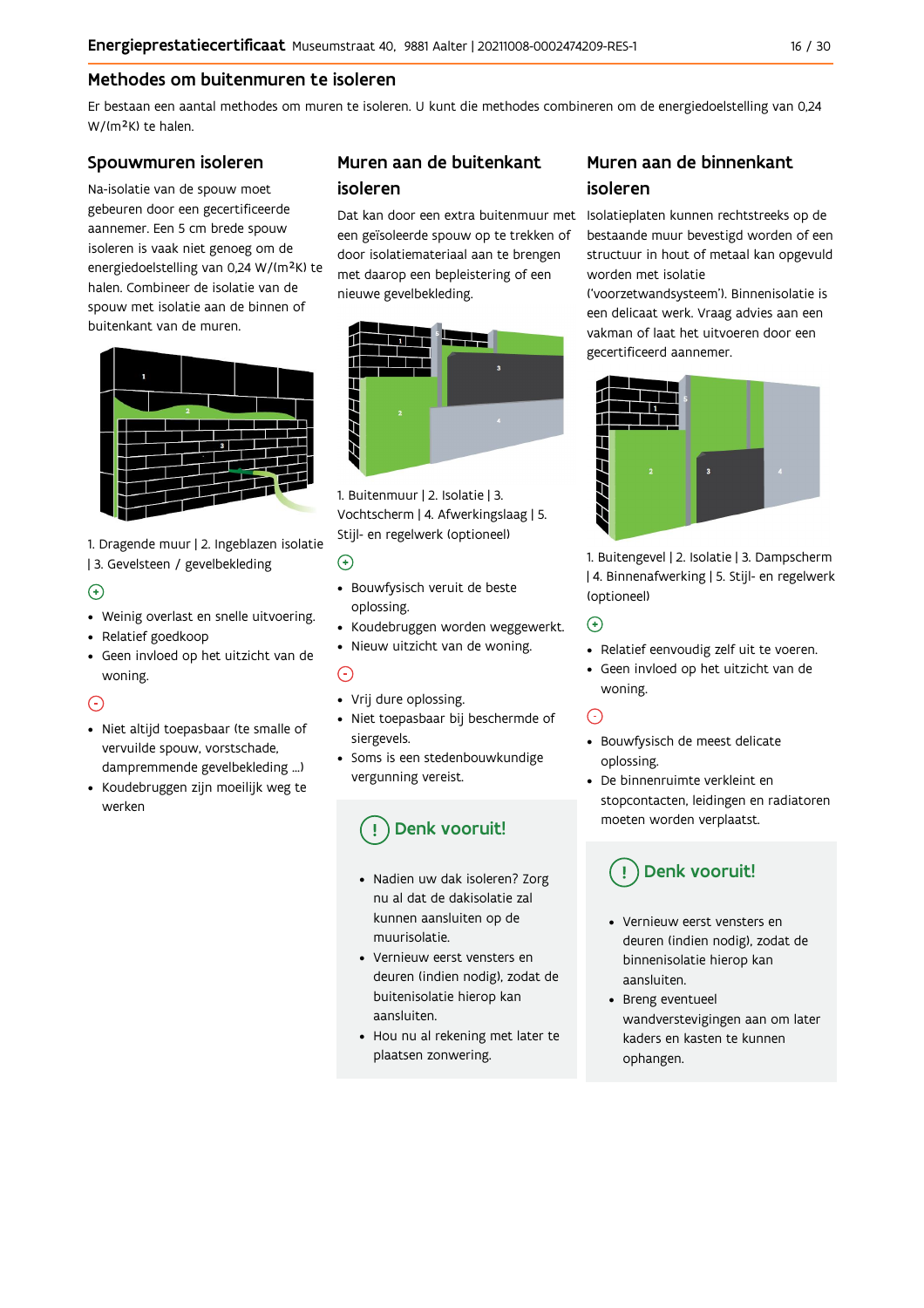## Methodes om buitenmuren te isoleren

Er bestaan een aantal methodes om muren te isoleren. U kunt die methodes combineren om de energiedoelstelling van 0,24 W/(m²K) te halen.

### Spouwmuren isoleren

Na-isolatie van de spouw moet gebeuren door een gecertificeerde aannemer. Een 5 cm brede spouw isoleren is vaak niet genoeg om de energiedoelstelling van 0,24 W/(m²K) te halen. Combineer de isolatie van de spouw met isolatie aan de binnen of buitenkant van de muren.

1. Dragende muur | 2. Ingeblazen isolatie | 3. Gevelsteen / gevelbekleding

(+)

- Weinig overlast en snelle uitvoering.
- Relatief goedkoop
- Geen invloed op het uitzicht van de woning.

(-)

- Niet altijd toepasbaar (te smalle of vervuilde spouw, vorstschade, dampremmende gevelbekleding ...)
- Koudebruggen zijn moeilijk weg te werken

### Muren aan de buitenkant isoleren

Dat kan door een extra buitenmuur met een geïsoleerde spouw op te trekken of door isolatiemateriaal aan te brengen met daarop een bepleistering of een nieuwe gevelbekleding.

1. Buitenmuur | 2. Isolatie | 3. Vochtscherm | 4. Afwerkingslaag | 5. Stijl- en regelwerk (optioneel)

(+)

- Bouwfysisch veruit de beste oplossing.
- Koudebruggen worden weggewerkt.
- Nieuw uitzicht van de woning.

(-)

- Vrij dure oplossing.
- Niet toepasbaar bij beschermde of siergevels.
- Soms is een stedenbouwkundige vergunning vereist.

#### (!) Denk vooruit!

- Nadien uw dak isoleren? Zorg nu al dat de dakisolatie zal kunnen aansluiten op de muurisolatie.
- Vernieuw eerst vensters en deuren (indien nodig), zodat de buitenisolatie hierop kan aansluiten.
- Hou nu al rekening met later te plaatsen zonwering.

### Muren aan de binnenkant isoleren

Isolatieplaten kunnen rechtstreeks op de bestaande muur bevestigd worden of een structuur in hout of metaal kan opgevuld worden met isolatie ('voorzetwandsysteem'). Binnenisolatie is een delicaat werk. Vraag advies aan een vakman of laat het uitvoeren door een gecertificeerd aannemer.

1. Buitengevel | 2. Isolatie | 3. Dampscherm | 4. Binnenafwerking | 5. Stijl- en regelwerk (optioneel)

(+)

- Relatief eenvoudig zelf uit te voeren.
- Geen invloed op het uitzicht van de woning.

(-)

- Bouwfysisch de meest delicate oplossing.
- De binnenruimte verkleint en stopcontacten, leidingen en radiatoren moeten worden verplaatst.

#### (!) Denk vooruit!

- Vernieuw eerst vensters en deuren (indien nodig), zodat de binnenisolatie hierop kan aansluiten.
- Breng eventueel wandverstevigingen aan om later kaders en kasten te kunnen ophangen.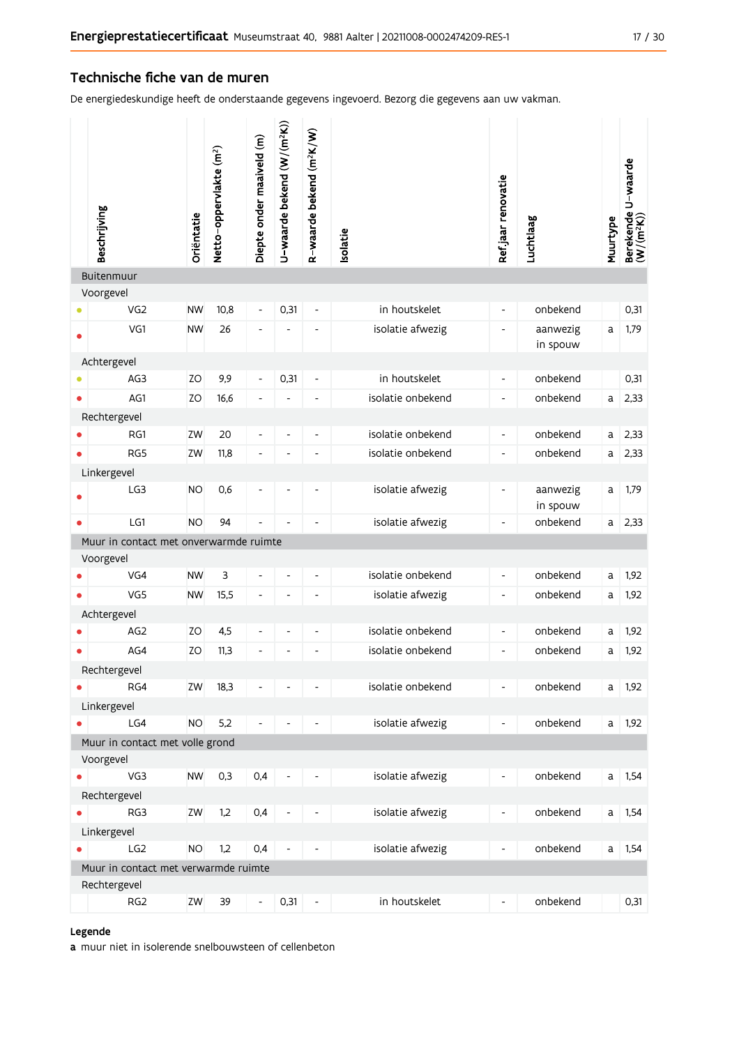## Technische fiche van de muren

De energiedeskundige heeft de onderstaande gegevens ingevoerd. Bezorg die gegevens aan uw vakman.

| | Beschrijving | Oriëntatie | Netto-oppervlakte (m²) | Diepte onder maaiveld (m) | U-waarde bekend (W/(m²K)) | R-waarde bekend (m²K/W) | Isolatie | Ref.jaar renovatie | Luchtlaag | Muurtype | Berekende U-waarde (W/(m²K)) |
|---|---|---|---|---|---|---|---|---|---|---|---|
| **Buitenmuur** | | | | | | | | | | | |
| Voorgevel | | | | | | | | | | | |
| • | VG2 | NW | 10,8 | - | 0,31 | - | in houtskelet | - | onbekend | | 0,31 |
| • | VG1 | NW | 26 | - | - | - | isolatie afwezig | - | aanwezig in spouw | a | 1,79 |
| Achtergevel | | | | | | | | | | | |
| • | AG3 | ZO | 9,9 | - | 0,31 | - | in houtskelet | - | onbekend | | 0,31 |
| • | AG1 | ZO | 16,6 | - | - | - | isolatie onbekend | - | onbekend | a | 2,33 |
| Rechtergevel | | | | | | | | | | | |
| • | RG1 | ZW | 20 | - | - | - | isolatie onbekend | - | onbekend | a | 2,33 |
| • | RG5 | ZW | 11,8 | - | - | - | isolatie onbekend | - | onbekend | a | 2,33 |
| Linkergevel | | | | | | | | | | | |
| • | LG3 | NO | 0,6 | - | - | - | isolatie afwezig | - | aanwezig in spouw | a | 1,79 |
| • | LG1 | NO | 94 | - | - | - | isolatie afwezig | - | onbekend | a | 2,33 |
| **Muur in contact met onverwarmde ruimte** | | | | | | | | | | | |
| Voorgevel | | | | | | | | | | | |
| • | VG4 | NW | 3 | - | - | - | isolatie onbekend | - | onbekend | a | 1,92 |
| • | VG5 | NW | 15,5 | - | - | - | isolatie afwezig | - | onbekend | a | 1,92 |
| Achtergevel | | | | | | | | | | | |
| • | AG2 | ZO | 4,5 | - | - | - | isolatie onbekend | - | onbekend | a | 1,92 |
| • | AG4 | ZO | 11,3 | - | - | - | isolatie onbekend | - | onbekend | a | 1,92 |
| Rechtergevel | | | | | | | | | | | |
| • | RG4 | ZW | 18,3 | - | - | - | isolatie onbekend | - | onbekend | a | 1,92 |
| Linkergevel | | | | | | | | | | | |
| • | LG4 | NO | 5,2 | - | - | - | isolatie afwezig | - | onbekend | a | 1,92 |
| **Muur in contact met volle grond** | | | | | | | | | | | |
| Voorgevel | | | | | | | | | | | |
| • | VG3 | NW | 0,3 | 0,4 | - | - | isolatie afwezig | - | onbekend | a | 1,54 |
| Rechtergevel | | | | | | | | | | | |
| • | RG3 | ZW | 1,2 | 0,4 | - | - | isolatie afwezig | - | onbekend | a | 1,54 |
| Linkergevel | | | | | | | | | | | |
| • | LG2 | NO | 1,2 | 0,4 | - | - | isolatie afwezig | - | onbekend | a | 1,54 |
| **Muur in contact met verwarmde ruimte** | | | | | | | | | | | |
| Rechtergevel | | | | | | | | | | | |
| | RG2 | ZW | 39 | - | 0,31 | - | in houtskelet | - | onbekend | | 0,31 |

**Legende**

**a** muur niet in isolerende snelbouwsteen of cellenbeton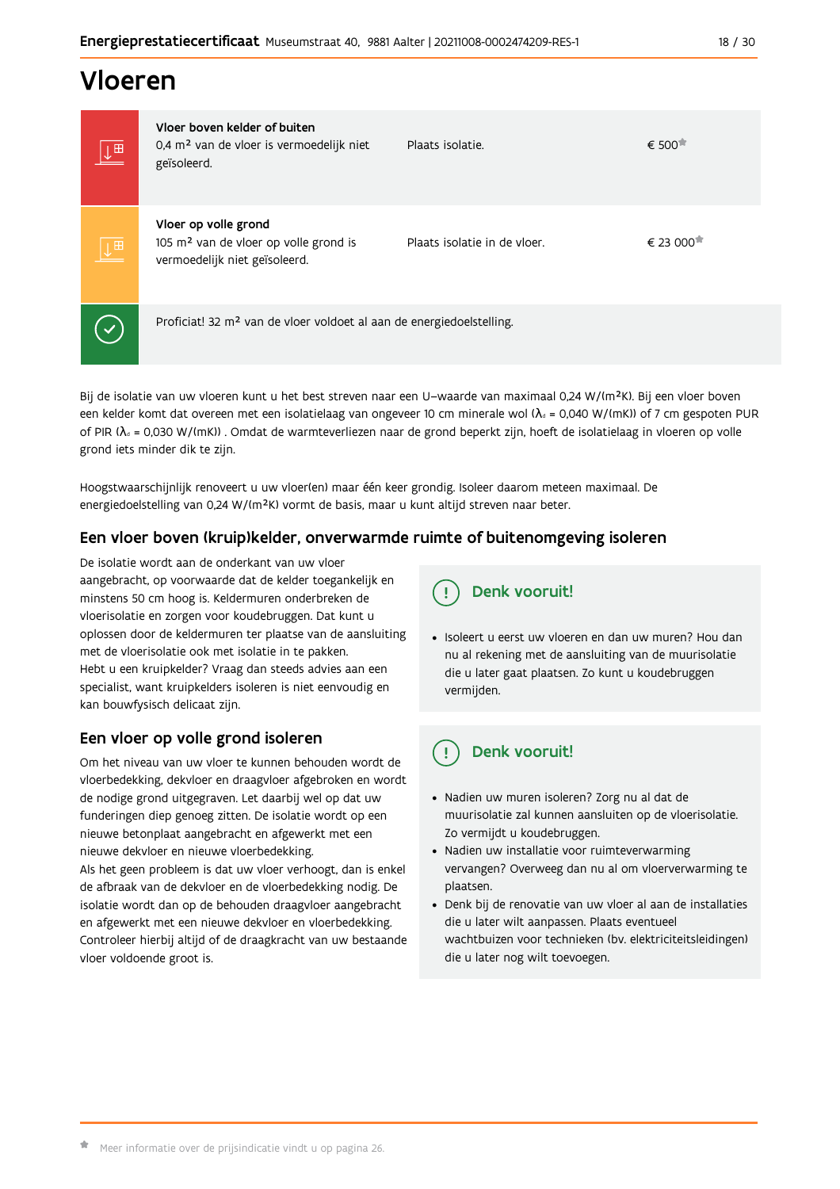# Vloeren

| | | | |
|---|---|---|---|
| | **Vloer boven kelder of buiten**<br>0,4 m² van de vloer is vermoedelijk niet geïsoleerd. | Plaats isolatie. | € 500* |
| | **Vloer op volle grond**<br>105 m² van de vloer op volle grond is vermoedelijk niet geïsoleerd. | Plaats isolatie in de vloer. | € 23 000* |
| | Proficiat! 32 m² van de vloer voldoet al aan de energiedoelstelling. | | |

Bij de isolatie van uw vloeren kunt u het best streven naar een U-waarde van maximaal 0,24 W/(m²K). Bij een vloer boven een kelder komt dat overeen met een isolatielaag van ongeveer 10 cm minerale wol ($\lambda_d$ = 0,040 W/(mK)) of 7 cm gespoten PUR of PIR ($\lambda_d$ = 0,030 W/(mK)) . Omdat de warmteverliezen naar de grond beperkt zijn, hoeft de isolatielaag in vloeren op volle grond iets minder dik te zijn.

Hoogstwaarschijnlijk renoveert u uw vloer(en) maar één keer grondig. Isoleer daarom meteen maximaal. De energiedoelstelling van 0,24 W/(m²K) vormt de basis, maar u kunt altijd streven naar beter.

## Een vloer boven (kruip)kelder, onverwarmde ruimte of buitenomgeving isoleren

De isolatie wordt aan de onderkant van uw vloer aangebracht, op voorwaarde dat de kelder toegankelijk en minstens 50 cm hoog is. Keldermuren onderbreken de vloerisolatie en zorgen voor koudebruggen. Dat kunt u oplossen door de keldermuren ter plaatse van de aansluiting met de vloerisolatie ook met isolatie in te pakken.
Hebt u een kruipkelder? Vraag dan steeds advies aan een specialist, want kruipkelders isoleren is niet eenvoudig en kan bouwfysisch delicaat zijn.

### Denk vooruit!

- Isoleert u eerst uw vloeren en dan uw muren? Hou dan nu al rekening met de aansluiting van de muurisolatie die u later gaat plaatsen. Zo kunt u koudebruggen vermijden.

## Een vloer op volle grond isoleren

Om het niveau van uw vloer te kunnen behouden wordt de vloerbedekking, dekvloer en draagvloer afgebroken en wordt de nodige grond uitgegraven. Let daarbij wel op dat uw funderingen diep genoeg zitten. De isolatie wordt op een nieuwe betonplaat aangebracht en afgewerkt met een nieuwe dekvloer en nieuwe vloerbedekking.
Als het geen probleem is dat uw vloer verhoogt, dan is enkel de afbraak van de dekvloer en de vloerbedekking nodig. De isolatie wordt dan op de behouden draagvloer aangebracht en afgewerkt met een nieuwe dekvloer en vloerbedekking. Controleer hierbij altijd of de draagkracht van uw bestaande vloer voldoende groot is.

### Denk vooruit!

- Nadien uw muren isoleren? Zorg nu al dat de muurisolatie zal kunnen aansluiten op de vloerisolatie. Zo vermijdt u koudebruggen.
- Nadien uw installatie voor ruimteverwarming vervangen? Overweeg dan nu al om vloerverwarming te plaatsen.
- Denk bij de renovatie van uw vloer al aan de installaties die u later wilt aanpassen. Plaats eventueel wachtbuizen voor technieken (bv. elektriciteitsleidingen) die u later nog wilt toevoegen.

* Meer informatie over de prijsindicatie vindt u op pagina 26.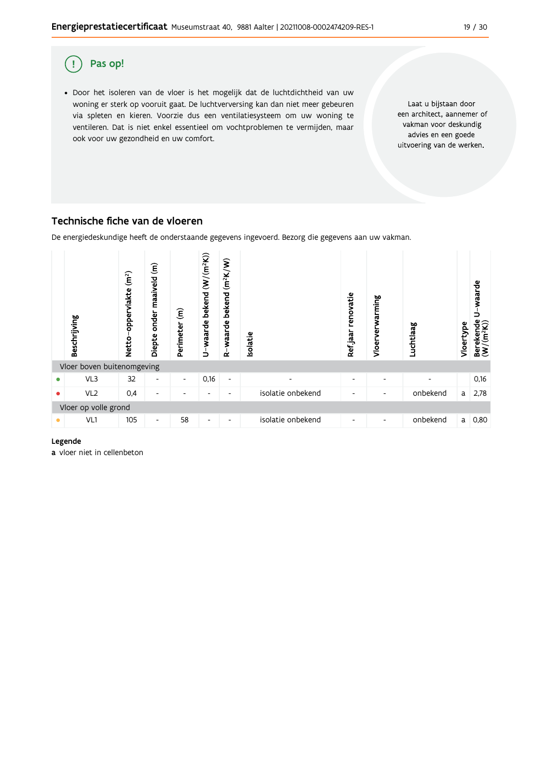## Pas op!

- Door het isoleren van de vloer is het mogelijk dat de luchtdichtheid van uw woning er sterk op vooruit gaat. De luchtverversing kan dan niet meer gebeuren via spleten en kieren. Voorzie dus een ventilatiesysteem om uw woning te ventileren. Dat is niet enkel essentieel om vochtproblemen te vermijden, maar ook voor uw gezondheid en uw comfort.

Laat u bijstaan door een architect, aannemer of vakman voor deskundig advies en een goede uitvoering van de werken.

## Technische fiche van de vloeren

De energiedeskundige heeft de onderstaande gegevens ingevoerd. Bezorg die gegevens aan uw vakman.

| | Beschrijving | Netto-oppervlakte (m²) | Diepte onder maaiveld (m) | Perimeter (m) | U-waarde bekend (W/(m²K)) | R-waarde bekend (m²K/W) | Isolatie | Ref jaar renovatie | Vloerverwarming | Luchtlaag | Vloertype | Berekende U-waarde (W/(m²K)) |
|---|---|---|---|---|---|---|---|---|---|---|---|---|
| Vloer boven buitenomgeving | | | | | | | | | | | | |
| ● | VL3 | 32 | - | - | 0,16 | - | - | - | - | - | | 0,16 |
| ● | VL2 | 0,4 | - | - | - | - | isolatie onbekend | - | - | onbekend | a | 2,78 |
| Vloer op volle grond | | | | | | | | | | | | |
| ● | VL1 | 105 | - | 58 | - | - | isolatie onbekend | - | - | onbekend | a | 0,80 |

**Legende**

**a** vloer niet in cellenbeton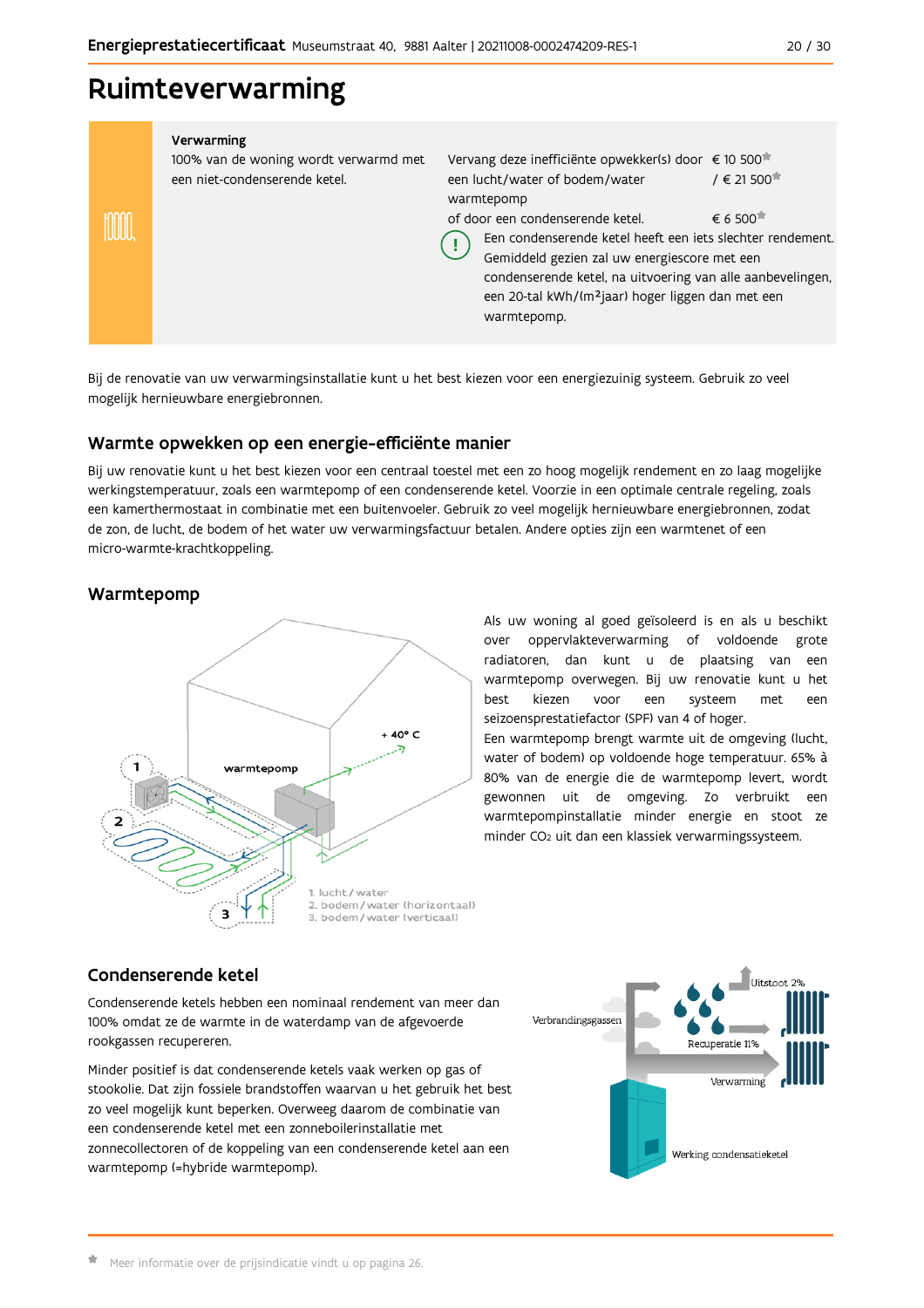# Ruimteverwarming

**Verwarming**

100% van de woning wordt verwarmd met een niet-condenserende ketel.

Vervang deze inefficiënte opwekker(s) door een lucht/water of bodem/water warmtepomp — € 10 500* / € 21 500*

of door een condenserende ketel. — € 6 500*

Een condenserende ketel heeft een iets slechter rendement. Gemiddeld gezien zal uw energiescore met een condenserende ketel, na uitvoering van alle aanbevelingen, een 20-tal kWh/(m²jaar) hoger liggen dan met een warmtepomp.

Bij de renovatie van uw verwarmingsinstallatie kunt u het best kiezen voor een energiezuinig systeem. Gebruik zo veel mogelijk hernieuwbare energiebronnen.

## Warmte opwekken op een energie-efficiënte manier

Bij uw renovatie kunt u het best kiezen voor een centraal toestel met een zo hoog mogelijk rendement en zo laag mogelijke werkingstemperatuur, zoals een warmtepomp of een condenserende ketel. Voorzie in een optimale centrale regeling, zoals een kamerthermostaat in combinatie met een buitenvoeler. Gebruik zo veel mogelijk hernieuwbare energiebronnen, zodat de zon, de lucht, de bodem of het water uw verwarmingsfactuur betalen. Andere opties zijn een warmtenet of een micro-warmte-krachtkoppeling.

## Warmtepomp

1. lucht/water
2. bodem/water (horizontaal)
3. bodem/water (verticaal)

Als uw woning al goed geïsoleerd is en als u beschikt over oppervlakteverwarming of voldoende grote radiatoren, dan kunt u de plaatsing van een warmtepomp overwegen. Bij uw renovatie kunt u het best kiezen voor een systeem met een seizoensprestatiefactor (SPF) van 4 of hoger.

Een warmtepomp brengt warmte uit de omgeving (lucht, water of bodem) op voldoende hoge temperatuur. 65% à 80% van de energie die de warmtepomp levert, wordt gewonnen uit de omgeving. Zo verbruikt een warmtepompinstallatie minder energie en stoot ze minder $CO_2$ uit dan een klassiek verwarmingssysteem.

## Condenserende ketel

Condenserende ketels hebben een nominaal rendement van meer dan 100% omdat ze de warmte in de waterdamp van de afgevoerde rookgassen recupereren.

Minder positief is dat condenserende ketels vaak werken op gas of stookolie. Dat zijn fossiele brandstoffen waarvan u het gebruik het best zo veel mogelijk kunt beperken. Overweeg daarom de combinatie van een condenserende ketel met een zonneboilerinstallatie met zonnecollectoren of de koppeling van een condenserende ketel aan een warmtepomp (=hybride warmtepomp).

\* Meer informatie over de prijsindicatie vindt u op pagina 26.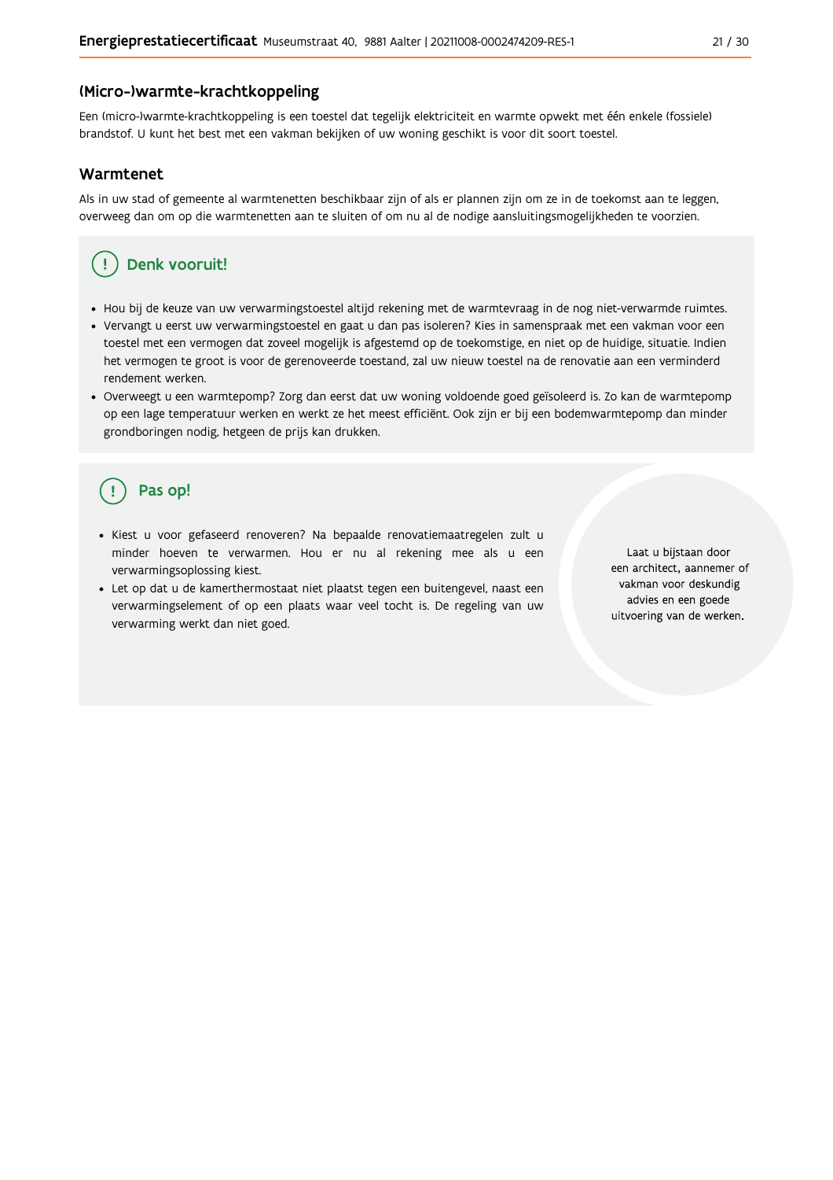## (Micro-)warmte-krachtkoppeling

Een (micro-)warmte-krachtkoppeling is een toestel dat tegelijk elektriciteit en warmte opwekt met één enkele (fossiele) brandstof. U kunt het best met een vakman bekijken of uw woning geschikt is voor dit soort toestel.

## Warmtenet

Als in uw stad of gemeente al warmtenetten beschikbaar zijn of als er plannen zijn om ze in de toekomst aan te leggen, overweeg dan om op die warmtenetten aan te sluiten of om nu al de nodige aansluitingsmogelijkheden te voorzien.

### Denk vooruit!

- Hou bij de keuze van uw verwarmingstoestel altijd rekening met de warmtevraag in de nog niet-verwarmde ruimtes.
- Vervangt u eerst uw verwarmingstoestel en gaat u dan pas isoleren? Kies in samenspraak met een vakman voor een toestel met een vermogen dat zoveel mogelijk is afgestemd op de toekomstige, en niet op de huidige, situatie. Indien het vermogen te groot is voor de gerenoveerde toestand, zal uw nieuw toestel na de renovatie aan een verminderd rendement werken.
- Overweegt u een warmtepomp? Zorg dan eerst dat uw woning voldoende goed geïsoleerd is. Zo kan de warmtepomp op een lage temperatuur werken en werkt ze het meest efficiënt. Ook zijn er bij een bodemwarmtepomp dan minder grondboringen nodig, hetgeen de prijs kan drukken.

### Pas op!

- Kiest u voor gefaseerd renoveren? Na bepaalde renovatiemaatregelen zult u minder hoeven te verwarmen. Hou er nu al rekening mee als u een verwarmingsoplossing kiest.
- Let op dat u de kamerthermostaat niet plaatst tegen een buitengevel, naast een verwarmingselement of op een plaats waar veel tocht is. De regeling van uw verwarming werkt dan niet goed.

Laat u bijstaan door een architect, aannemer of vakman voor deskundig advies en een goede uitvoering van de werken.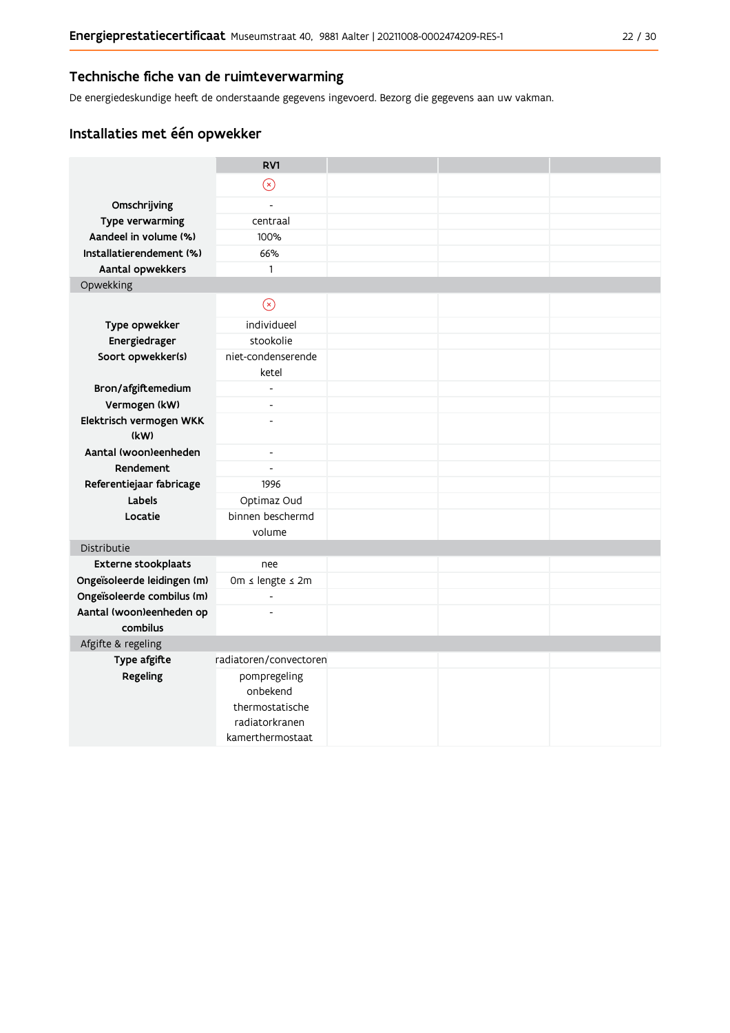## Technische fiche van de ruimteverwarming

De energiedeskundige heeft de onderstaande gegevens ingevoerd. Bezorg die gegevens aan uw vakman.

## Installaties met één opwekker

| | RV1 | | | |
|---|---|---|---|---|
| | ⊗ | | | |
| **Omschrijving** | - | | | |
| **Type verwarming** | centraal | | | |
| **Aandeel in volume (%)** | 100% | | | |
| **Installatierendement (%)** | 66% | | | |
| **Aantal opwekkers** | 1 | | | |
| Opwekking | | | | |
| | ⊗ | | | |
| **Type opwekker** | individueel | | | |
| **Energiedrager** | stookolie | | | |
| **Soort opwekker(s)** | niet-condenserende ketel | | | |
| **Bron/afgiftemedium** | - | | | |
| **Vermogen (kW)** | - | | | |
| **Elektrisch vermogen WKK (kW)** | - | | | |
| **Aantal (woon)eenheden** | - | | | |
| **Rendement** | - | | | |
| **Referentiejaar fabricage** | 1996 | | | |
| **Labels** | Optimaz Oud | | | |
| **Locatie** | binnen beschermd volume | | | |
| Distributie | | | | |
| **Externe stookplaats** | nee | | | |
| **Ongeïsoleerde leidingen (m)** | 0m ≤ lengte ≤ 2m | | | |
| **Ongeïsoleerde combilus (m)** | - | | | |
| **Aantal (woon)eenheden op combilus** | - | | | |
| Afgifte & regeling | | | | |
| **Type afgifte** | radiatoren/convectoren | | | |
| **Regeling** | pompregeling onbekend<br>thermostatische radiatorkranen<br>kamerthermostaat | | | |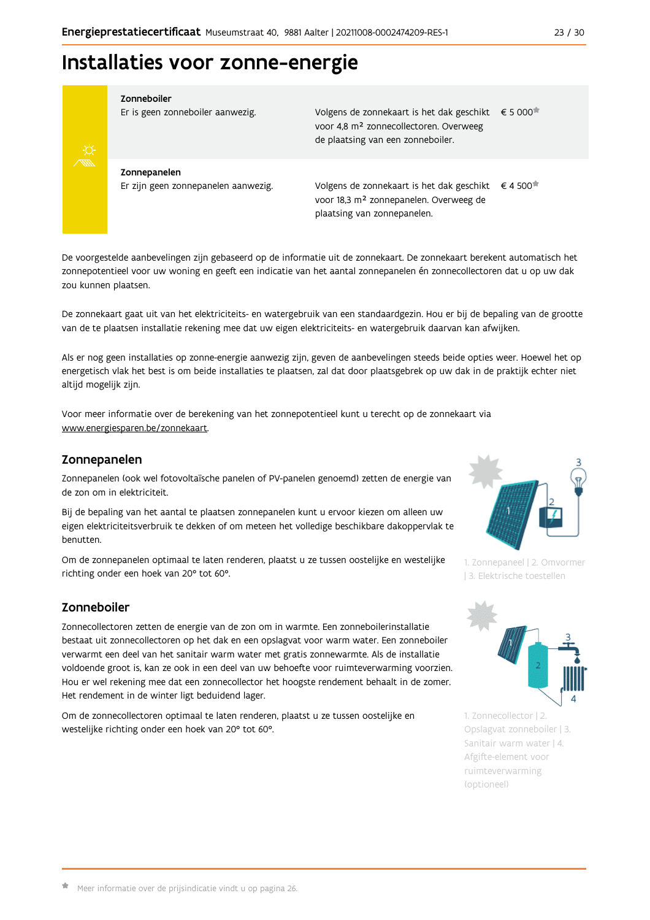# Installaties voor zonne-energie

| | | |
|---|---|---|
| **Zonneboiler**<br>Er is geen zonneboiler aanwezig. | Volgens de zonnekaart is het dak geschikt voor 4,8 m² zonnecollectoren. Overweeg de plaatsing van een zonneboiler. | € 5 000* |
| **Zonnepanelen**<br>Er zijn geen zonnepanelen aanwezig. | Volgens de zonnekaart is het dak geschikt voor 18,3 m² zonnepanelen. Overweeg de plaatsing van zonnepanelen. | € 4 500* |

De voorgestelde aanbevelingen zijn gebaseerd op de informatie uit de zonnekaart. De zonnekaart berekent automatisch het zonnepotentieel voor uw woning en geeft een indicatie van het aantal zonnepanelen én zonnecollectoren dat u op uw dak zou kunnen plaatsen.

De zonnekaart gaat uit van het elektriciteits- en watergebruik van een standaardgezin. Hou er bij de bepaling van de grootte van de te plaatsen installatie rekening mee dat uw eigen elektriciteits- en watergebruik daarvan kan afwijken.

Als er nog geen installaties op zonne-energie aanwezig zijn, geven de aanbevelingen steeds beide opties weer. Hoewel het op energetisch vlak het best is om beide installaties te plaatsen, zal dat door plaatsgebrek op uw dak in de praktijk echter niet altijd mogelijk zijn.

Voor meer informatie over de berekening van het zonnepotentieel kunt u terecht op de zonnekaart via www.energiesparen.be/zonnekaart.

## Zonnepanelen

Zonnepanelen (ook wel fotovoltaïsche panelen of PV-panelen genoemd) zetten de energie van de zon om in elektriciteit.

Bij de bepaling van het aantal te plaatsen zonnepanelen kunt u ervoor kiezen om alleen uw eigen elektriciteitsverbruik te dekken of om meteen het volledige beschikbare dakoppervlak te benutten.

Om de zonnepanelen optimaal te laten renderen, plaatst u ze tussen oostelijke en westelijke richting onder een hoek van 20° tot 60°.

1. Zonnepaneel | 2. Omvormer | 3. Elektrische toestellen

## Zonneboiler

Zonnecollectoren zetten de energie van de zon om in warmte. Een zonneboilerinstallatie bestaat uit zonnecollectoren op het dak en een opslagvat voor warm water. Een zonneboiler verwarmt een deel van het sanitair warm water met gratis zonnewarmte. Als de installatie voldoende groot is, kan ze ook in een deel van uw behoefte voor ruimteverwarming voorzien. Hou er wel rekening mee dat een zonnecollector het hoogste rendement behaalt in de zomer. Het rendement in de winter ligt beduidend lager.

Om de zonnecollectoren optimaal te laten renderen, plaatst u ze tussen oostelijke en westelijke richting onder een hoek van 20° tot 60°.

1. Zonnecollector | 2. Opslagvat zonneboiler | 3. Sanitair warm water | 4. Afgifte-element voor ruimteverwarming (optioneel)

* Meer informatie over de prijsindicatie vindt u op pagina 26.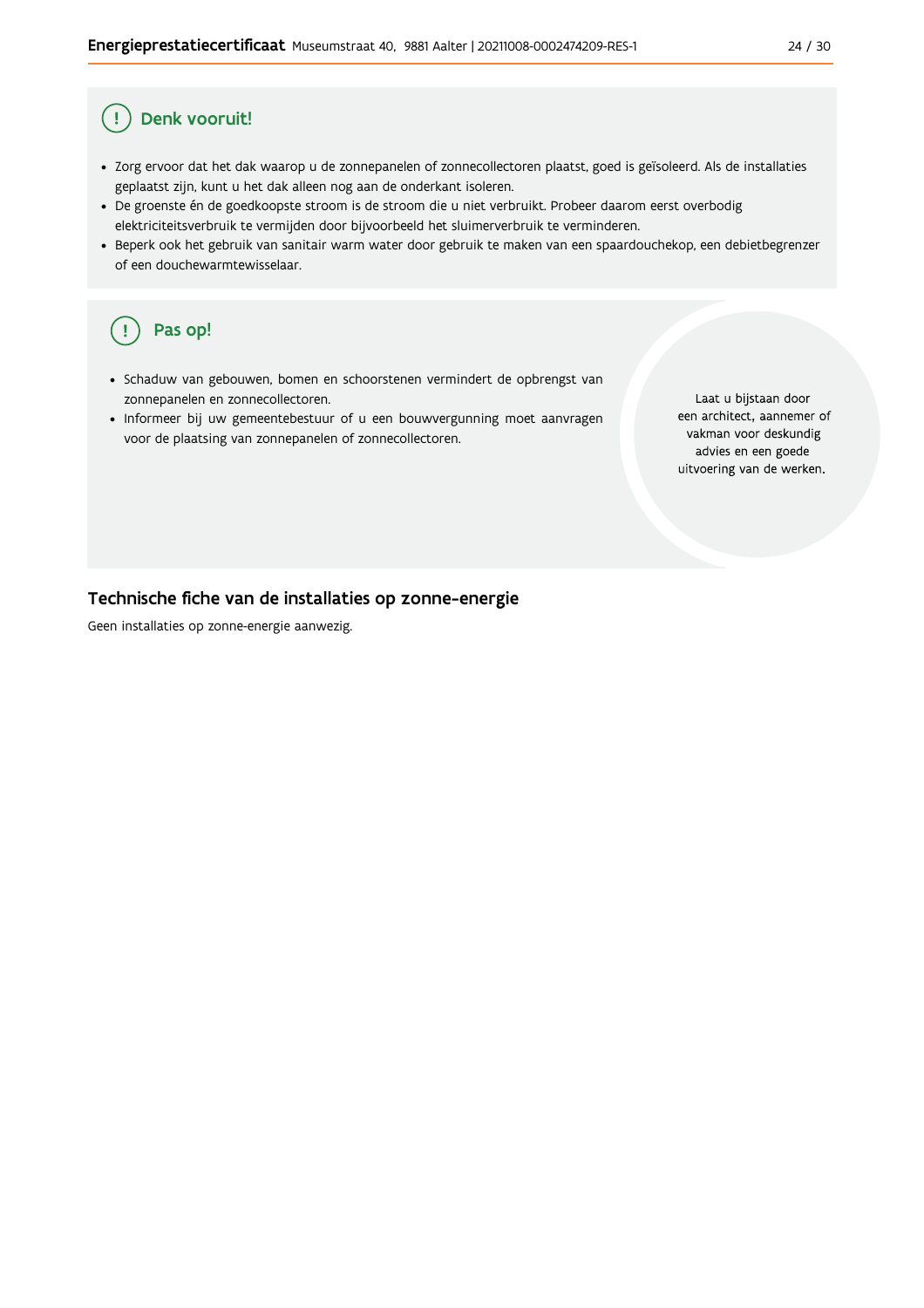## Denk vooruit!

- Zorg ervoor dat het dak waarop u de zonnepanelen of zonnecollectoren plaatst, goed is geïsoleerd. Als de installaties geplaatst zijn, kunt u het dak alleen nog aan de onderkant isoleren.
- De groenste én de goedkoopste stroom is de stroom die u niet verbruikt. Probeer daarom eerst overbodig elektriciteitsverbruik te vermijden door bijvoorbeeld het sluimerverbruik te verminderen.
- Beperk ook het gebruik van sanitair warm water door gebruik te maken van een spaardouchekop, een debietbegrenzer of een douchewarmtewisselaar.

## Pas op!

- Schaduw van gebouwen, bomen en schoorstenen vermindert de opbrengst van zonnepanelen en zonnecollectoren.
- Informeer bij uw gemeentebestuur of u een bouwvergunning moet aanvragen voor de plaatsing van zonnepanelen of zonnecollectoren.

Laat u bijstaan door een architect, aannemer of vakman voor deskundig advies en een goede uitvoering van de werken.

## Technische fiche van de installaties op zonne-energie

Geen installaties op zonne-energie aanwezig.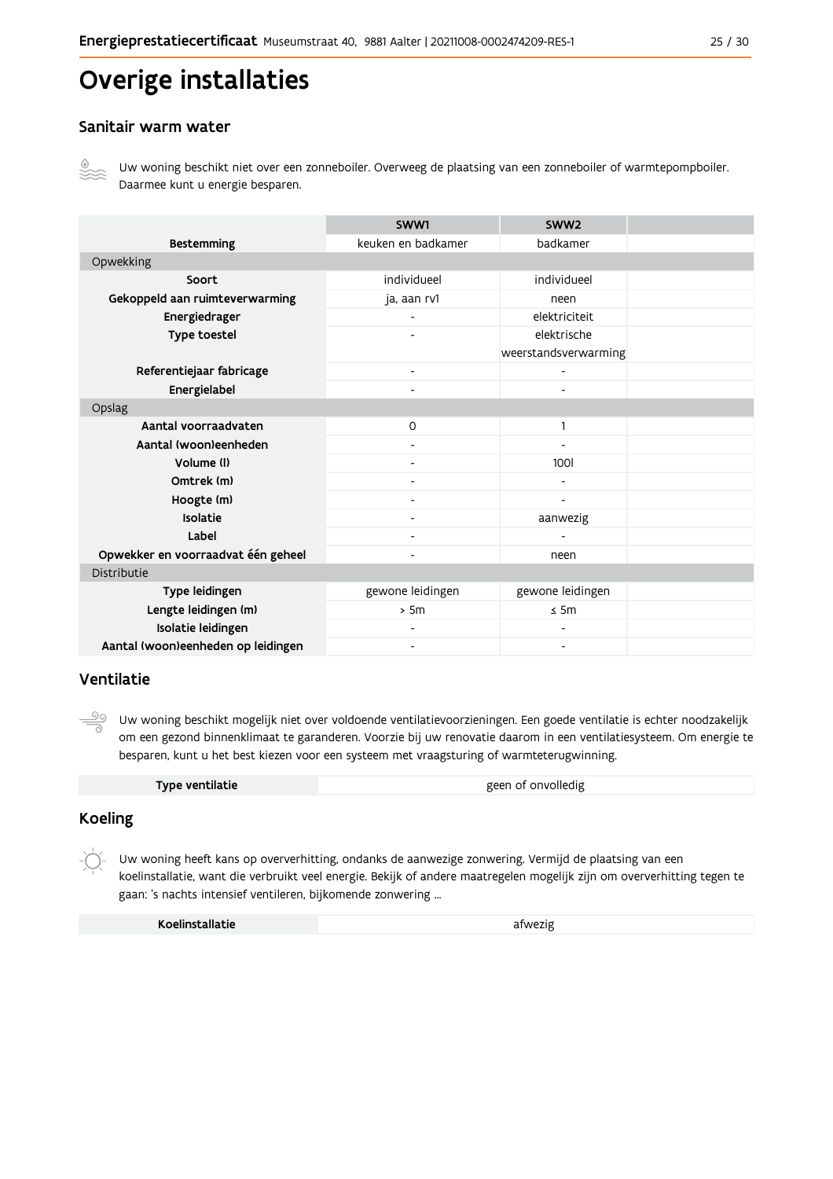# Overige installaties

## Sanitair warm water

Uw woning beschikt niet over een zonneboiler. Overweeg de plaatsing van een zonneboiler of warmtepompboiler. Daarmee kunt u energie besparen.

| | SWW1 | SWW2 | |
|---|---|---|---|
| **Bestemming** | keuken en badkamer | badkamer | |
| Opwekking | | | |
| **Soort** | individueel | individueel | |
| **Gekoppeld aan ruimteverwarming** | ja, aan rv1 | neen | |
| **Energiedrager** | - | elektriciteit | |
| **Type toestel** | - | elektrische weerstandsverwarming | |
| **Referentiejaar fabricage** | - | - | |
| **Energielabel** | - | - | |
| Opslag | | | |
| **Aantal voorraadvaten** | 0 | 1 | |
| **Aantal (woon)eenheden** | - | - | |
| **Volume (l)** | - | 100l | |
| **Omtrek (m)** | - | - | |
| **Hoogte (m)** | - | - | |
| **Isolatie** | - | aanwezig | |
| **Label** | - | - | |
| **Opwekker en voorraadvat één geheel** | - | neen | |
| Distributie | | | |
| **Type leidingen** | gewone leidingen | gewone leidingen | |
| **Lengte leidingen (m)** | > 5m | ≤ 5m | |
| **Isolatie leidingen** | - | - | |
| **Aantal (woon)eenheden op leidingen** | - | - | |

## Ventilatie

Uw woning beschikt mogelijk niet over voldoende ventilatievoorzieningen. Een goede ventilatie is echter noodzakelijk om een gezond binnenklimaat te garanderen. Voorzie bij uw renovatie daarom in een ventilatiesysteem. Om energie te besparen, kunt u het best kiezen voor een systeem met vraagsturing of warmteterugwinning.

| **Type ventilatie** | geen of onvolledig |
|---|---|

## Koeling

Uw woning heeft kans op oververhitting, ondanks de aanwezige zonwering. Vermijd de plaatsing van een koelinstallatie, want die verbruikt veel energie. Bekijk of andere maatregelen mogelijk zijn om oververhitting tegen te gaan: 's nachts intensief ventileren, bijkomende zonwering ...

| **Koelinstallatie** | afwezig |
|---|---|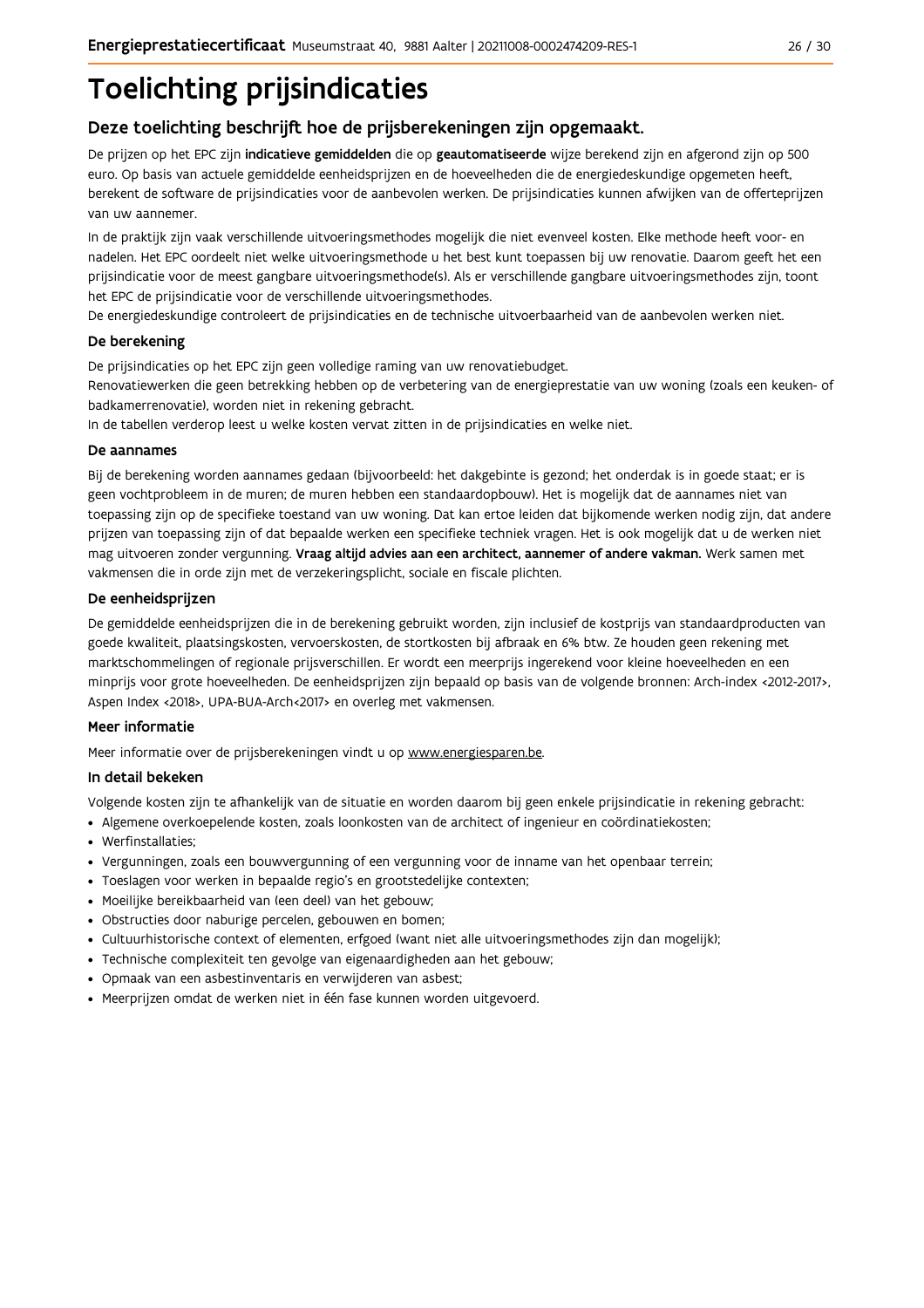# Toelichting prijsindicaties

## Deze toelichting beschrijft hoe de prijsberekeningen zijn opgemaakt.

De prijzen op het EPC zijn **indicatieve gemiddelden** die op **geautomatiseerde** wijze berekend zijn en afgerond zijn op 500 euro. Op basis van actuele gemiddelde eenheidsprijzen en de hoeveelheden die de energiedeskundige opgemeten heeft, berekent de software de prijsindicaties voor de aanbevolen werken. De prijsindicaties kunnen afwijken van de offerteprijzen van uw aannemer.

In de praktijk zijn vaak verschillende uitvoeringsmethodes mogelijk die niet evenveel kosten. Elke methode heeft voor- en nadelen. Het EPC oordeelt niet welke uitvoeringsmethode u het best kunt toepassen bij uw renovatie. Daarom geeft het een prijsindicatie voor de meest gangbare uitvoeringsmethode(s). Als er verschillende gangbare uitvoeringsmethodes zijn, toont het EPC de prijsindicatie voor de verschillende uitvoeringsmethodes.
De energiedeskundige controleert de prijsindicaties en de technische uitvoerbaarheid van de aanbevolen werken niet.

### De berekening

De prijsindicaties op het EPC zijn geen volledige raming van uw renovatiebudget.
Renovatiewerken die geen betrekking hebben op de verbetering van de energieprestatie van uw woning (zoals een keuken- of badkamerrenovatie), worden niet in rekening gebracht.
In de tabellen verderop leest u welke kosten vervat zitten in de prijsindicaties en welke niet.

### De aannames

Bij de berekening worden aannames gedaan (bijvoorbeeld: het dakgebinte is gezond; het onderdak is in goede staat; er is geen vochtprobleem in de muren; de muren hebben een standaardopbouw). Het is mogelijk dat de aannames niet van toepassing zijn op de specifieke toestand van uw woning. Dat kan ertoe leiden dat bijkomende werken nodig zijn, dat andere prijzen van toepassing zijn of dat bepaalde werken een specifieke techniek vragen. Het is ook mogelijk dat u de werken niet mag uitvoeren zonder vergunning. **Vraag altijd advies aan een architect, aannemer of andere vakman.** Werk samen met vakmensen die in orde zijn met de verzekeringsplicht, sociale en fiscale plichten.

### De eenheidsprijzen

De gemiddelde eenheidsprijzen die in de berekening gebruikt worden, zijn inclusief de kostprijs van standaardproducten van goede kwaliteit, plaatsingskosten, vervoerskosten, de stortkosten bij afbraak en 6% btw. Ze houden geen rekening met marktschommelingen of regionale prijsverschillen. Er wordt een meerprijs ingerekend voor kleine hoeveelheden en een minprijs voor grote hoeveelheden. De eenheidsprijzen zijn bepaald op basis van de volgende bronnen: Arch-index <2012-2017>, Aspen Index <2018>, UPA-BUA-Arch<2017> en overleg met vakmensen.

### Meer informatie

Meer informatie over de prijsberekeningen vindt u op www.energiesparen.be.

### In detail bekeken

Volgende kosten zijn te afhankelijk van de situatie en worden daarom bij geen enkele prijsindicatie in rekening gebracht:

- Algemene overkoepelende kosten, zoals loonkosten van de architect of ingenieur en coördinatiekosten;
- Werfinstallaties;
- Vergunningen, zoals een bouwvergunning of een vergunning voor de inname van het openbaar terrein;
- Toeslagen voor werken in bepaalde regio's en grootstedelijke contexten;
- Moeilijke bereikbaarheid van (een deel) van het gebouw;
- Obstructies door naburige percelen, gebouwen en bomen;
- Cultuurhistorische context of elementen, erfgoed (want niet alle uitvoeringsmethodes zijn dan mogelijk);
- Technische complexiteit ten gevolge van eigenaardigheden aan het gebouw;
- Opmaak van een asbestinventaris en verwijderen van asbest;
- Meerprijzen omdat de werken niet in één fase kunnen worden uitgevoerd.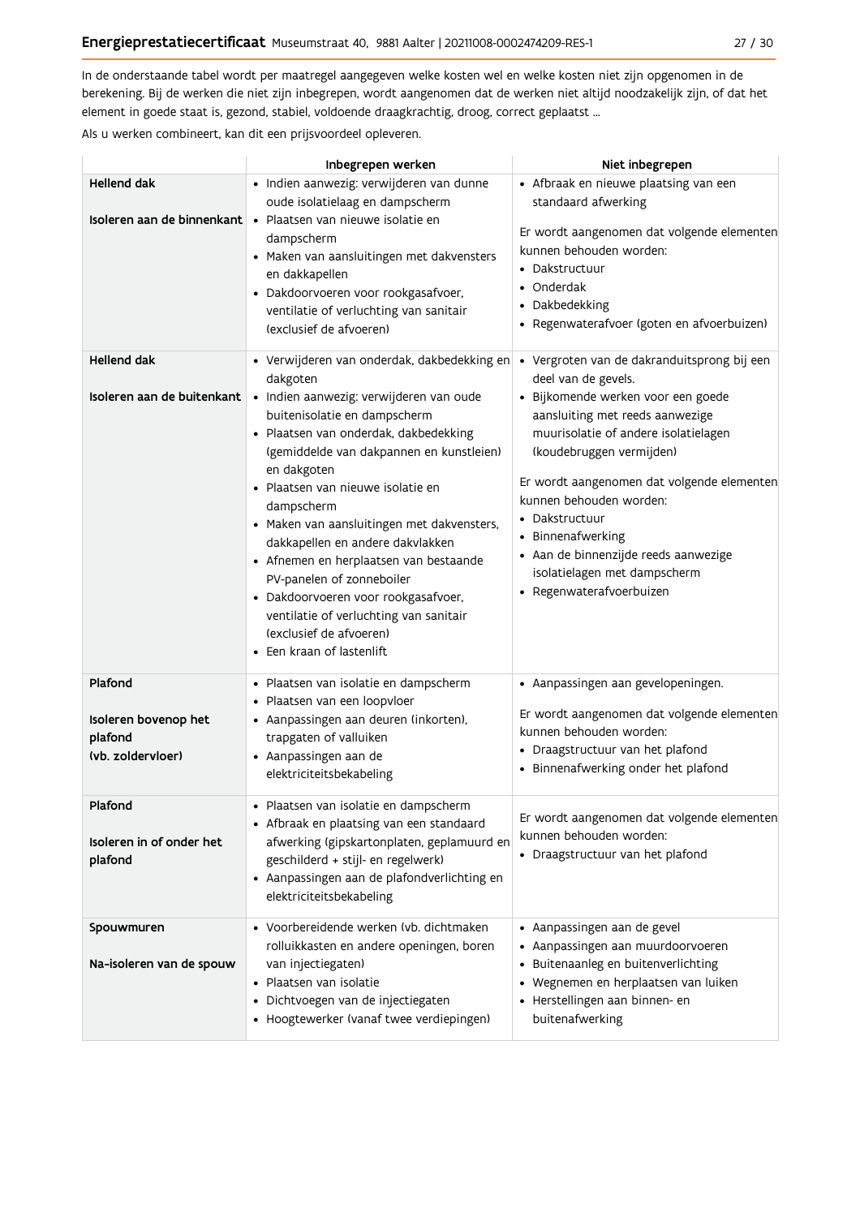In de onderstaande tabel wordt per maatregel aangegeven welke kosten wel en welke kosten niet zijn opgenomen in de berekening. Bij de werken die niet zijn inbegrepen, wordt aangenomen dat de werken niet altijd noodzakelijk zijn, of dat het element in goede staat is, gezond, stabiel, voldoende draagkrachtig, droog, correct geplaatst ...

Als u werken combineert, kan dit een prijsvoordeel opleveren.

| | Inbegrepen werken | Niet inbegrepen |
|---|---|---|
| **Hellend dak**<br><br>**Isoleren aan de binnenkant** | • Indien aanwezig: verwijderen van dunne oude isolatielaag en dampscherm<br>• Plaatsen van nieuwe isolatie en dampscherm<br>• Maken van aansluitingen met dakvensters en dakkapellen<br>• Dakdoorvoeren voor rookgasafvoer, ventilatie of verluchting van sanitair (exclusief de afvoeren) | • Afbraak en nieuwe plaatsing van een standaard afwerking<br><br>Er wordt aangenomen dat volgende elementen kunnen behouden worden:<br>• Dakstructuur<br>• Onderdak<br>• Dakbedekking<br>• Regenwaterafvoer (goten en afvoerbuizen) |
| **Hellend dak**<br><br>**Isoleren aan de buitenkant** | • Verwijderen van onderdak, dakbedekking en dakgoten<br>• Indien aanwezig: verwijderen van oude buitenisolatie en dampscherm<br>• Plaatsen van onderdak, dakbedekking (gemiddelde van dakpannen en kunstleien) en dakgoten<br>• Plaatsen van nieuwe isolatie en dampscherm<br>• Maken van aansluitingen met dakvensters, dakkapellen en andere dakvlakken<br>• Afnemen en herplaatsen van bestaande PV-panelen of zonneboiler<br>• Dakdoorvoeren voor rookgasafvoer, ventilatie of verluchting van sanitair (exclusief de afvoeren)<br>• Een kraan of lastenlift | • Vergroten van de dakranduitsprong bij een deel van de gevels.<br>• Bijkomende werken voor een goede aansluiting met reeds aanwezige muurisolatie of andere isolatielagen (koudebruggen vermijden)<br><br>Er wordt aangenomen dat volgende elementen kunnen behouden worden:<br>• Dakstructuur<br>• Binnenafwerking<br>• Aan de binnenzijde reeds aanwezige isolatielagen met dampscherm<br>• Regenwaterafvoerbuizen |
| **Plafond**<br><br>**Isoleren bovenop het plafond (vb. zoldervloer)** | • Plaatsen van isolatie en dampscherm<br>• Plaatsen van een loopvloer<br>• Aanpassingen aan deuren (inkorten), trapgaten of valluiken<br>• Aanpassingen aan de elektriciteitsbekabeling | • Aanpassingen aan gevelopeningen.<br><br>Er wordt aangenomen dat volgende elementen kunnen behouden worden:<br>• Draagstructuur van het plafond<br>• Binnenafwerking onder het plafond |
| **Plafond**<br><br>**Isoleren in of onder het plafond** | • Plaatsen van isolatie en dampscherm<br>• Afbraak en plaatsing van een standaard afwerking (gipskartonplaten, geplamuurd en geschilderd + stijl- en regelwerk)<br>• Aanpassingen aan de plafondverlichting en elektriciteitsbekabeling | Er wordt aangenomen dat volgende elementen kunnen behouden worden:<br>• Draagstructuur van het plafond |
| **Spouwmuren**<br><br>**Na-isoleren van de spouw** | • Voorbereidende werken (vb. dichtmaken rolluikkasten en andere openingen, boren van injectiegaten)<br>• Plaatsen van isolatie<br>• Dichtvoegen van de injectiegaten<br>• Hoogtewerker (vanaf twee verdiepingen) | • Aanpassingen aan de gevel<br>• Aanpassingen aan muurdoorvoeren<br>• Buitenaanleg en buitenverlichting<br>• Wegnemen en herplaatsen van luiken<br>• Herstellingen aan binnen- en buitenafwerking |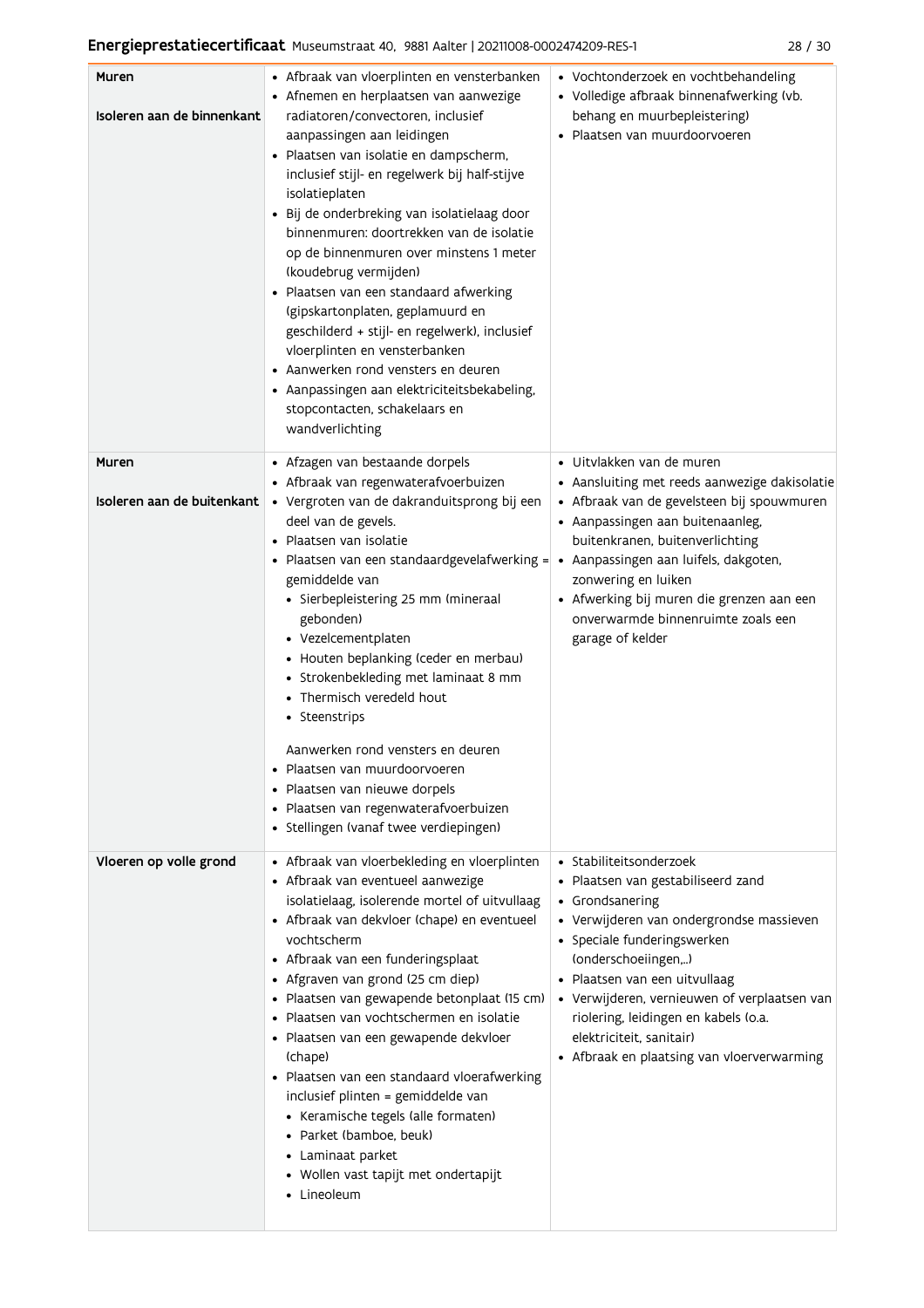| | | |
|---|---|---|
| **Muren**<br><br>**Isoleren aan de binnenkant** | • Afbraak van vloerplinten en vensterbanken<br>• Afnemen en herplaatsen van aanwezige radiatoren/convectoren, inclusief aanpassingen aan leidingen<br>• Plaatsen van isolatie en dampscherm, inclusief stijl- en regelwerk bij half-stijve isolatieplaten<br>• Bij de onderbreking van isolatielaag door binnenmuren: doortrekken van de isolatie op de binnenmuren over minstens 1 meter (koudebrug vermijden)<br>• Plaatsen van een standaard afwerking (gipskartonplaten, geplamuurd en geschilderd + stijl- en regelwerk), inclusief vloerplinten en vensterbanken<br>• Aanwerken rond vensters en deuren<br>• Aanpassingen aan elektriciteitsbekabeling, stopcontacten, schakelaars en wandverlichting | • Vochtonderzoek en vochtbehandeling<br>• Volledige afbraak binnenafwerking (vb. behang en muurbepleistering)<br>• Plaatsen van muurdoorvoeren |
| **Muren**<br><br>**Isoleren aan de buitenkant** | • Afzagen van bestaande dorpels<br>• Afbraak van regenwaterafvoerbuizen<br>• Vergroten van de dakranduitsprong bij een deel van de gevels.<br>• Plaatsen van isolatie<br>• Plaatsen van een standaardgevelafwerking = gemiddelde van<br>  • Sierbepleistering 25 mm (mineraal gebonden)<br>  • Vezelcementplaten<br>  • Houten beplanking (ceder en merbau)<br>  • Strokenbekleding met laminaat 8 mm<br>  • Thermisch veredeld hout<br>  • Steenstrips<br><br>Aanwerken rond vensters en deuren<br>• Plaatsen van muurdoorvoeren<br>• Plaatsen van nieuwe dorpels<br>• Plaatsen van regenwaterafvoerbuizen<br>• Stellingen (vanaf twee verdiepingen) | • Uitvlakken van de muren<br>• Aansluiting met reeds aanwezige dakisolatie<br>• Afbraak van de gevelsteen bij spouwmuren<br>• Aanpassingen aan buitenaanleg, buitenkranen, buitenverlichting<br>• Aanpassingen aan luifels, dakgoten, zonwering en luiken<br>• Afwerking bij muren die grenzen aan een onverwarmde binnenruimte zoals een garage of kelder |
| **Vloeren op volle grond** | • Afbraak van vloerbekleding en vloerplinten<br>• Afbraak van eventueel aanwezige isolatielaag, isolerende mortel of uitvullaag<br>• Afbraak van dekvloer (chape) en eventueel vochtscherm<br>• Afbraak van een funderingsplaat<br>• Afgraven van grond (25 cm diep)<br>• Plaatsen van gewapende betonplaat (15 cm)<br>• Plaatsen van vochtschermen en isolatie<br>• Plaatsen van een gewapende dekvloer (chape)<br>• Plaatsen van een standaard vloerafwerking inclusief plinten = gemiddelde van<br>  • Keramische tegels (alle formaten)<br>  • Parket (bamboe, beuk)<br>  • Laminaat parket<br>  • Wollen vast tapijt met ondertapijt<br>  • Lineoleum | • Stabiliteitsonderzoek<br>• Plaatsen van gestabiliseerd zand<br>• Grondsanering<br>• Verwijderen van ondergrondse massieven<br>• Speciale funderingswerken (onderschoeiingen,..)<br>• Plaatsen van een uitvullaag<br>• Verwijderen, vernieuwen of verplaatsen van riolering, leidingen en kabels (o.a. elektriciteit, sanitair)<br>• Afbraak en plaatsing van vloerverwarming |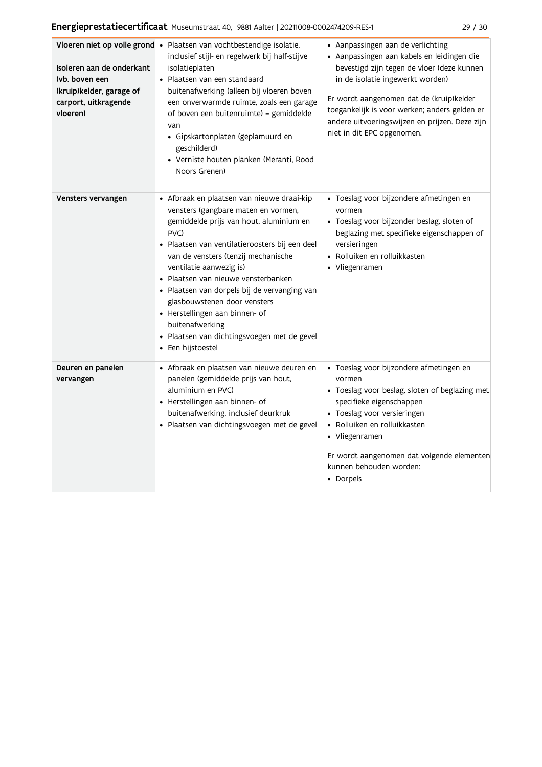| | | |
|---|---|---|
| **Vloeren niet op volle grond**<br><br>**Isoleren aan de onderkant (vb. boven een (kruip)kelder, garage of carport, uitkragende vloeren)** | • Plaatsen van vochtbestendige isolatie, inclusief stijl- en regelwerk bij half-stijve isolatieplaten<br>• Plaatsen van een standaard buitenafwerking (alleen bij vloeren boven een onverwarmde ruimte, zoals een garage of boven een buitenruimte) = gemiddelde van<br>  • Gipskartonplaten (geplamuurd en geschilderd)<br>  • Verniste houten planken (Meranti, Rood Noors Grenen) | • Aanpassingen aan de verlichting<br>• Aanpassingen aan kabels en leidingen die bevestigd zijn tegen de vloer (deze kunnen in de isolatie ingewerkt worden)<br><br>Er wordt aangenomen dat de (kruip)kelder toegankelijk is voor werken; anders gelden er andere uitvoeringswijzen en prijzen. Deze zijn niet in dit EPC opgenomen. |
| **Vensters vervangen** | • Afbraak en plaatsen van nieuwe draai-kip vensters (gangbare maten en vormen, gemiddelde prijs van hout, aluminium en PVC)<br>• Plaatsen van ventilatieroosters bij een deel van de vensters (tenzij mechanische ventilatie aanwezig is)<br>• Plaatsen van nieuwe vensterbanken<br>• Plaatsen van dorpels bij de vervanging van glasbouwstenen door vensters<br>• Herstellingen aan binnen- of buitenafwerking<br>• Plaatsen van dichtingsvoegen met de gevel<br>• Een hijstoestel | • Toeslag voor bijzondere afmetingen en vormen<br>• Toeslag voor bijzonder beslag, sloten of beglazing met specifieke eigenschappen of versieringen<br>• Rolluiken en rolluikkasten<br>• Vliegenramen |
| **Deuren en panelen vervangen** | • Afbraak en plaatsen van nieuwe deuren en panelen (gemiddelde prijs van hout, aluminium en PVC)<br>• Herstellingen aan binnen- of buitenafwerking, inclusief deurkruk<br>• Plaatsen van dichtingsvoegen met de gevel | • Toeslag voor bijzondere afmetingen en vormen<br>• Toeslag voor beslag, sloten of beglazing met specifieke eigenschappen<br>• Toeslag voor versieringen<br>• Rolluiken en rolluikkasten<br>• Vliegenramen<br><br>Er wordt aangenomen dat volgende elementen kunnen behouden worden:<br>• Dorpels |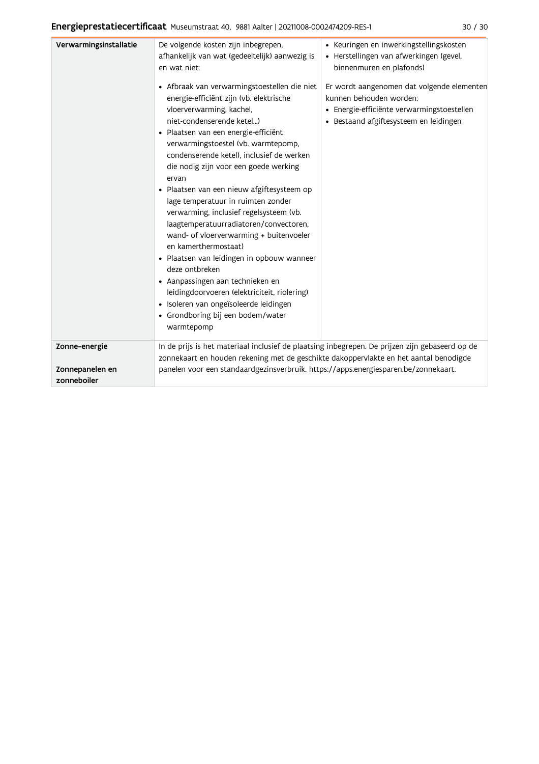| | | |
|---|---|---|
| **Verwarmingsinstallatie** | De volgende kosten zijn inbegrepen, afhankelijk van wat (gedeeltelijk) aanwezig is en wat niet:<br><br>• Afbraak van verwarmingstoestellen die niet energie-efficiënt zijn (vb. elektrische vloerverwarming, kachel, niet-condenserende ketel...)<br>• Plaatsen van een energie-efficiënt verwarmingstoestel (vb. warmtepomp, condenserende ketel), inclusief de werken die nodig zijn voor een goede werking ervan<br>• Plaatsen van een nieuw afgiftesysteem op lage temperatuur in ruimten zonder verwarming, inclusief regelsysteem (vb. laagtemperatuurradiatoren/convectoren, wand- of vloerverwarming + buitenvoeler en kamerthermostaat)<br>• Plaatsen van leidingen in opbouw wanneer deze ontbreken<br>• Aanpassingen aan technieken en leidingdoorvoeren (elektriciteit, riolering)<br>• Isoleren van ongeïsoleerde leidingen<br>• Grondboring bij een bodem/water warmtepomp | • Keuringen en inwerkingstellingskosten<br>• Herstellingen van afwerkingen (gevel, binnenmuren en plafonds)<br><br>Er wordt aangenomen dat volgende elementen kunnen behouden worden:<br>• Energie-efficiënte verwarmingstoestellen<br>• Bestaand afgiftesysteem en leidingen |
| **Zonne-energie**<br><br>**Zonnepanelen en zonneboiler** | In de prijs is het materiaal inclusief de plaatsing inbegrepen. De prijzen zijn gebaseerd op de zonnekaart en houden rekening met de geschikte dakoppervlakte en het aantal benodigde panelen voor een standaardgezinsverbruik. https://apps.energiesparen.be/zonnekaart. | |